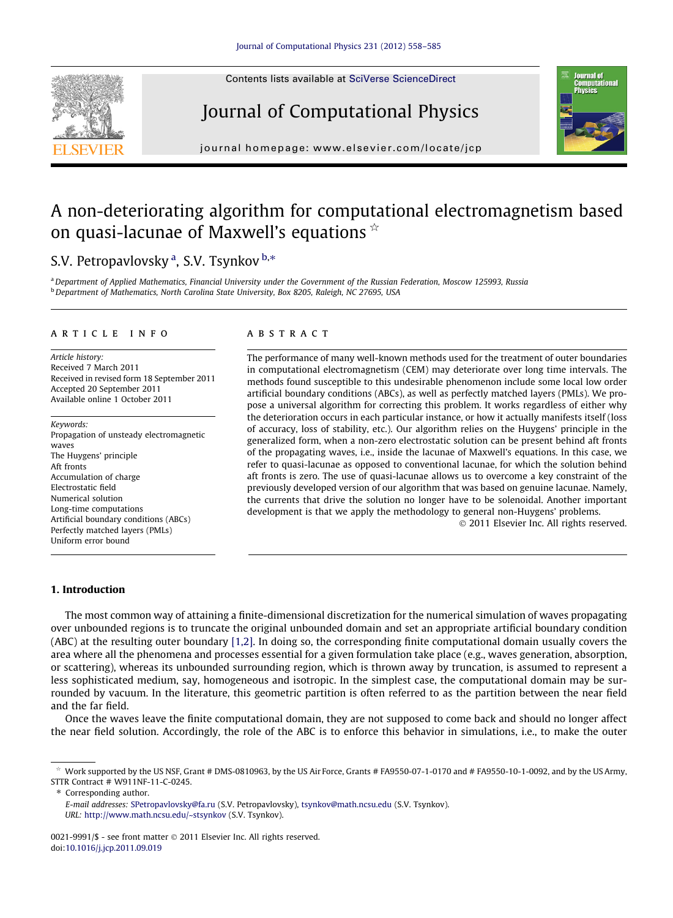# A non-deteriorating algorithm for computational electromagnetism based on quasi-lacunae of Maxwell's equations ☆

S.V. Petropavlovsky [a], S.V. Tsynkov [b,*]

[a] Department of Applied Mathematics, Financial University under the Government of the Russian Federation, Moscow 125993, Russia
[b] Department of Mathematics, North Carolina State University, Box 8205, Raleigh, NC 27695, USA

## ARTICLE INFO

*Article history:*
Received 7 March 2011
Received in revised form 18 September 2011
Accepted 20 September 2011
Available online 1 October 2011

*Keywords:*
Propagation of unsteady electromagnetic waves
The Huygens' principle
Aft fronts
Accumulation of charge
Electrostatic field
Numerical solution
Long-time computations
Artificial boundary conditions (ABCs)
Perfectly matched layers (PMLs)
Uniform error bound

## ABSTRACT

The performance of many well-known methods used for the treatment of outer boundaries in computational electromagnetism (CEM) may deteriorate over long time intervals. The methods found susceptible to this undesirable phenomenon include some local low order artificial boundary conditions (ABCs), as well as perfectly matched layers (PMLs). We propose a universal algorithm for correcting this problem. It works regardless of either why the deterioration occurs in each particular instance, or how it actually manifests itself (loss of accuracy, loss of stability, etc.). Our algorithm relies on the Huygens' principle in the generalized form, when a non-zero electrostatic solution can be present behind aft fronts of the propagating waves, i.e., inside the lacunae of Maxwell's equations. In this case, we refer to quasi-lacunae as opposed to conventional lacunae, for which the solution behind aft fronts is zero. The use of quasi-lacunae allows us to overcome a key constraint of the previously developed version of our algorithm that was based on genuine lacunae. Namely, the currents that drive the solution no longer have to be solenoidal. Another important development is that we apply the methodology to general non-Huygens' problems.

© 2011 Elsevier Inc. All rights reserved.

## 1. Introduction

The most common way of attaining a finite-dimensional discretization for the numerical simulation of waves propagating over unbounded regions is to truncate the original unbounded domain and set an appropriate artificial boundary condition (ABC) at the resulting outer boundary [1,2]. In doing so, the corresponding finite computational domain usually covers the area where all the phenomena and processes essential for a given formulation take place (e.g., waves generation, absorption, or scattering), whereas its unbounded surrounding region, which is thrown away by truncation, is assumed to represent a less sophisticated medium, say, homogeneous and isotropic. In the simplest case, the computational domain may be surrounded by vacuum. In the literature, this geometric partition is often referred to as the partition between the near field and the far field.

Once the waves leave the finite computational domain, they are not supposed to come back and should no longer affect the near field solution. Accordingly, the role of the ABC is to enforce this behavior in simulations, i.e., to make the outer

---

☆ Work supported by the US NSF, Grant # DMS-0810963, by the US Air Force, Grants # FA9550-07-1-0170 and # FA9550-10-1-0092, and by the US Army, STTR Contract # W911NF-11-C-0245.

\* Corresponding author.
E-mail addresses: SPetropavlovsky@fa.ru (S.V. Petropavlovsky), tsynkov@math.ncsu.edu (S.V. Tsynkov).
URL: http://www.math.ncsu.edu/~stsynkov (S.V. Tsynkov).

0021-9991/$ - see front matter © 2011 Elsevier Inc. All rights reserved.
doi:10.1016/j.jcp.2011.09.019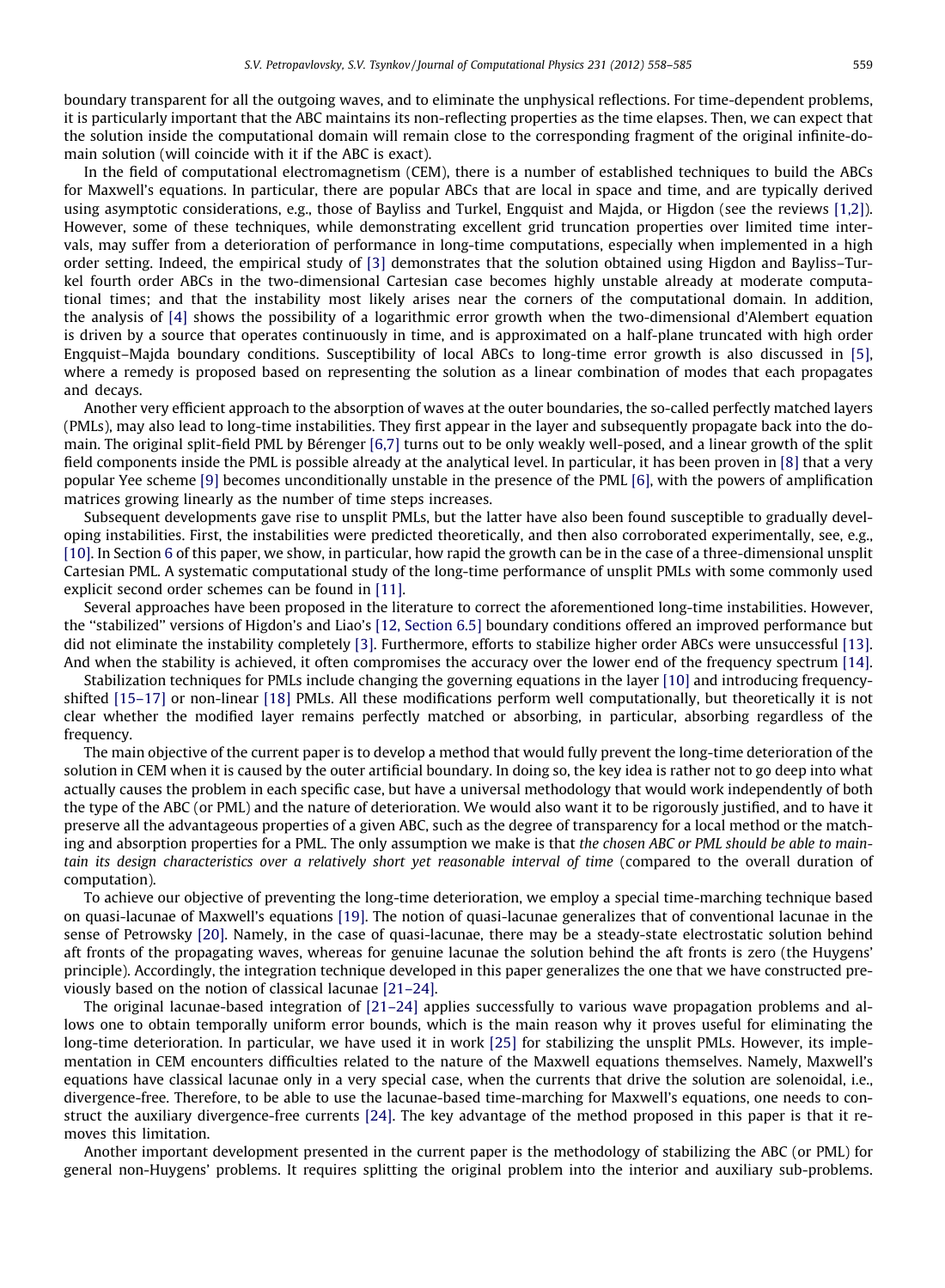boundary transparent for all the outgoing waves, and to eliminate the unphysical reflections. For time-dependent problems, it is particularly important that the ABC maintains its non-reflecting properties as the time elapses. Then, we can expect that the solution inside the computational domain will remain close to the corresponding fragment of the original infinite-domain solution (will coincide with it if the ABC is exact).

In the field of computational electromagnetism (CEM), there is a number of established techniques to build the ABCs for Maxwell's equations. In particular, there are popular ABCs that are local in space and time, and are typically derived using asymptotic considerations, e.g., those of Bayliss and Turkel, Engquist and Majda, or Higdon (see the reviews [1,2]). However, some of these techniques, while demonstrating excellent grid truncation properties over limited time intervals, may suffer from a deterioration of performance in long-time computations, especially when implemented in a high order setting. Indeed, the empirical study of [3] demonstrates that the solution obtained using Higdon and Bayliss–Turkel fourth order ABCs in the two-dimensional Cartesian case becomes highly unstable already at moderate computational times; and that the instability most likely arises near the corners of the computational domain. In addition, the analysis of [4] shows the possibility of a logarithmic error growth when the two-dimensional d'Alembert equation is driven by a source that operates continuously in time, and is approximated on a half-plane truncated with high order Engquist–Majda boundary conditions. Susceptibility of local ABCs to long-time error growth is also discussed in [5], where a remedy is proposed based on representing the solution as a linear combination of modes that each propagates and decays.

Another very efficient approach to the absorption of waves at the outer boundaries, the so-called perfectly matched layers (PMLs), may also lead to long-time instabilities. They first appear in the layer and subsequently propagate back into the domain. The original split-field PML by Bérenger [6,7] turns out to be only weakly well-posed, and a linear growth of the split field components inside the PML is possible already at the analytical level. In particular, it has been proven in [8] that a very popular Yee scheme [9] becomes unconditionally unstable in the presence of the PML [6], with the powers of amplification matrices growing linearly as the number of time steps increases.

Subsequent developments gave rise to unsplit PMLs, but the latter have also been found susceptible to gradually developing instabilities. First, the instabilities were predicted theoretically, and then also corroborated experimentally, see, e.g., [10]. In Section 6 of this paper, we show, in particular, how rapid the growth can be in the case of a three-dimensional unsplit Cartesian PML. A systematic computational study of the long-time performance of unsplit PMLs with some commonly used explicit second order schemes can be found in [11].

Several approaches have been proposed in the literature to correct the aforementioned long-time instabilities. However, the "stabilized" versions of Higdon's and Liao's [12, Section 6.5] boundary conditions offered an improved performance but did not eliminate the instability completely [3]. Furthermore, efforts to stabilize higher order ABCs were unsuccessful [13]. And when the stability is achieved, it often compromises the accuracy over the lower end of the frequency spectrum [14].

Stabilization techniques for PMLs include changing the governing equations in the layer [10] and introducing frequency-shifted [15–17] or non-linear [18] PMLs. All these modifications perform well computationally, but theoretically it is not clear whether the modified layer remains perfectly matched or absorbing, in particular, absorbing regardless of the frequency.

The main objective of the current paper is to develop a method that would fully prevent the long-time deterioration of the solution in CEM when it is caused by the outer artificial boundary. In doing so, the key idea is rather not to go deep into what actually causes the problem in each specific case, but have a universal methodology that would work independently of both the type of the ABC (or PML) and the nature of deterioration. We would also want it to be rigorously justified, and to have it preserve all the advantageous properties of a given ABC, such as the degree of transparency for a local method or the matching and absorption properties for a PML. The only assumption we make is that *the chosen ABC or PML should be able to maintain its design characteristics over a relatively short yet reasonable interval of time* (compared to the overall duration of computation).

To achieve our objective of preventing the long-time deterioration, we employ a special time-marching technique based on quasi-lacunae of Maxwell's equations [19]. The notion of quasi-lacunae generalizes that of conventional lacunae in the sense of Petrowsky [20]. Namely, in the case of quasi-lacunae, there may be a steady-state electrostatic solution behind aft fronts of the propagating waves, whereas for genuine lacunae the solution behind the aft fronts is zero (the Huygens' principle). Accordingly, the integration technique developed in this paper generalizes the one that we have constructed previously based on the notion of classical lacunae [21–24].

The original lacunae-based integration of [21–24] applies successfully to various wave propagation problems and allows one to obtain temporally uniform error bounds, which is the main reason why it proves useful for eliminating the long-time deterioration. In particular, we have used it in work [25] for stabilizing the unsplit PMLs. However, its implementation in CEM encounters difficulties related to the nature of the Maxwell equations themselves. Namely, Maxwell's equations have classical lacunae only in a very special case, when the currents that drive the solution are solenoidal, i.e., divergence-free. Therefore, to be able to use the lacunae-based time-marching for Maxwell's equations, one needs to construct the auxiliary divergence-free currents [24]. The key advantage of the method proposed in this paper is that it removes this limitation.

Another important development presented in the current paper is the methodology of stabilizing the ABC (or PML) for general non-Huygens' problems. It requires splitting the original problem into the interior and auxiliary sub-problems.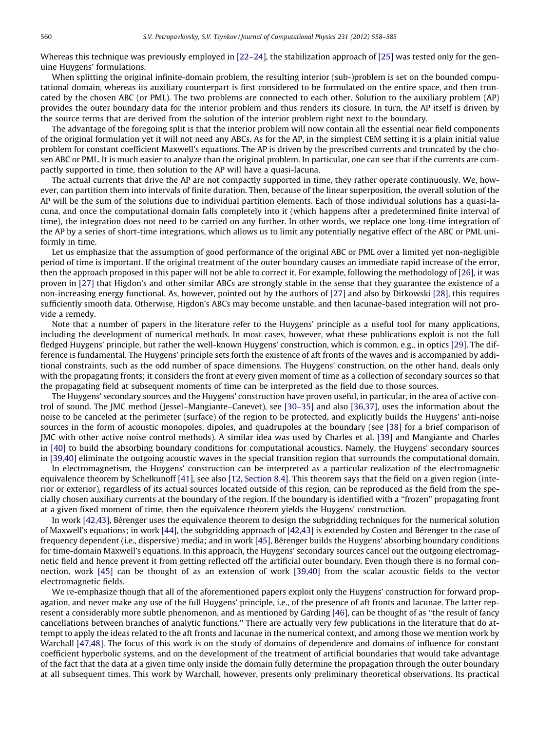Whereas this technique was previously employed in [22–24], the stabilization approach of [25] was tested only for the genuine Huygens' formulations.

When splitting the original infinite-domain problem, the resulting interior (sub-)problem is set on the bounded computational domain, whereas its auxiliary counterpart is first considered to be formulated on the entire space, and then truncated by the chosen ABC (or PML). The two problems are connected to each other. Solution to the auxiliary problem (AP) provides the outer boundary data for the interior problem and thus renders its closure. In turn, the AP itself is driven by the source terms that are derived from the solution of the interior problem right next to the boundary.

The advantage of the foregoing split is that the interior problem will now contain all the essential near field components of the original formulation yet it will not need any ABCs. As for the AP, in the simplest CEM setting it is a plain initial value problem for constant coefficient Maxwell's equations. The AP is driven by the prescribed currents and truncated by the chosen ABC or PML. It is much easier to analyze than the original problem. In particular, one can see that if the currents are compactly supported in time, then solution to the AP will have a quasi-lacuna.

The actual currents that drive the AP are not compactly supported in time, they rather operate continuously. We, however, can partition them into intervals of finite duration. Then, because of the linear superposition, the overall solution of the AP will be the sum of the solutions due to individual partition elements. Each of those individual solutions has a quasi-lacuna, and once the computational domain falls completely into it (which happens after a predetermined finite interval of time), the integration does not need to be carried on any further. In other words, we replace one long-time integration of the AP by a series of short-time integrations, which allows us to limit any potentially negative effect of the ABC or PML uniformly in time.

Let us emphasize that the assumption of good performance of the original ABC or PML over a limited yet non-negligible period of time is important. If the original treatment of the outer boundary causes an immediate rapid increase of the error, then the approach proposed in this paper will not be able to correct it. For example, following the methodology of [26], it was proven in [27] that Higdon's and other similar ABCs are strongly stable in the sense that they guarantee the existence of a non-increasing energy functional. As, however, pointed out by the authors of [27] and also by Ditkowski [28], this requires sufficiently smooth data. Otherwise, Higdon's ABCs may become unstable, and then lacunae-based integration will not provide a remedy.

Note that a number of papers in the literature refer to the Huygens' principle as a useful tool for many applications, including the development of numerical methods. In most cases, however, what these publications exploit is not the full fledged Huygens' principle, but rather the well-known Huygens' construction, which is common, e.g., in optics [29]. The difference is fundamental. The Huygens' principle sets forth the existence of aft fronts of the waves and is accompanied by additional constraints, such as the odd number of space dimensions. The Huygens' construction, on the other hand, deals only with the propagating fronts; it considers the front at every given moment of time as a collection of secondary sources so that the propagating field at subsequent moments of time can be interpreted as the field due to those sources.

The Huygens' secondary sources and the Huygens' construction have proven useful, in particular, in the area of active control of sound. The JMC method (Jessel–Mangiante–Canevet), see [30–35] and also [36,37], uses the information about the noise to be canceled at the perimeter (surface) of the region to be protected, and explicitly builds the Huygens' anti-noise sources in the form of acoustic monopoles, dipoles, and quadrupoles at the boundary (see [38] for a brief comparison of JMC with other active noise control methods). A similar idea was used by Charles et al. [39] and Mangiante and Charles in [40] to build the absorbing boundary conditions for computational acoustics. Namely, the Huygens' secondary sources in [39,40] eliminate the outgoing acoustic waves in the special transition region that surrounds the computational domain.

In electromagnetism, the Huygens' construction can be interpreted as a particular realization of the electromagnetic equivalence theorem by Schelkunoff [41], see also [12, Section 8.4]. This theorem says that the field on a given region (interior or exterior), regardless of its actual sources located outside of this region, can be reproduced as the field from the specially chosen auxiliary currents at the boundary of the region. If the boundary is identified with a "frozen" propagating front at a given fixed moment of time, then the equivalence theorem yields the Huygens' construction.

In work [42,43], Bérenger uses the equivalence theorem to design the subgridding techniques for the numerical solution of Maxwell's equations; in work [44], the subgridding approach of [42,43] is extended by Costen and Bérenger to the case of frequency dependent (i.e., dispersive) media; and in work [45], Bérenger builds the Huygens' absorbing boundary conditions for time-domain Maxwell's equations. In this approach, the Huygens' secondary sources cancel out the outgoing electromagnetic field and hence prevent it from getting reflected off the artificial outer boundary. Even though there is no formal connection, work [45] can be thought of as an extension of work [39,40] from the scalar acoustic fields to the vector electromagnetic fields.

We re-emphasize though that all of the aforementioned papers exploit only the Huygens' construction for forward propagation, and never make any use of the full Huygens' principle, i.e., of the presence of aft fronts and lacunae. The latter represent a considerably more subtle phenomenon, and as mentioned by Gårding [46], can be thought of as "the result of fancy cancellations between branches of analytic functions." There are actually very few publications in the literature that do attempt to apply the ideas related to the aft fronts and lacunae in the numerical context, and among those we mention work by Warchall [47,48]. The focus of this work is on the study of domains of dependence and domains of influence for constant coefficient hyperbolic systems, and on the development of the treatment of artificial boundaries that would take advantage of the fact that the data at a given time only inside the domain fully determine the propagation through the outer boundary at all subsequent times. This work by Warchall, however, presents only preliminary theoretical observations. Its practical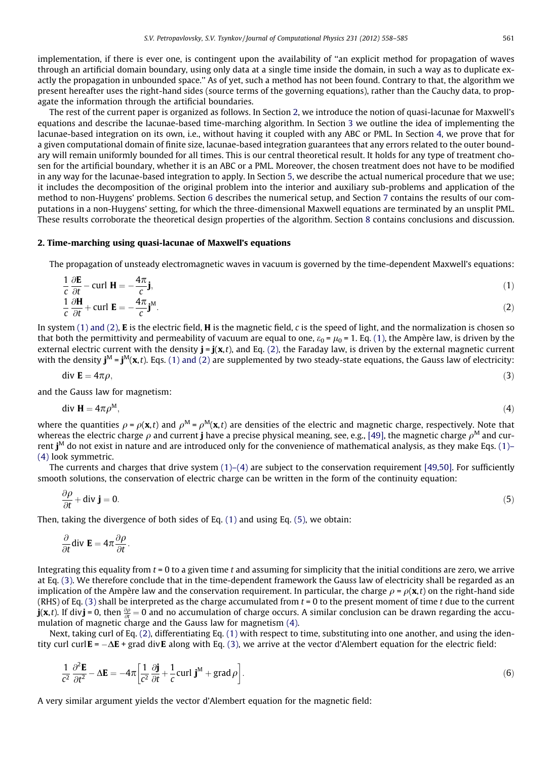implementation, if there is ever one, is contingent upon the availability of "an explicit method for propagation of waves through an artificial domain boundary, using only data at a single time inside the domain, in such a way as to duplicate exactly the propagation in unbounded space." As of yet, such a method has not been found. Contrary to that, the algorithm we present hereafter uses the right-hand sides (source terms of the governing equations), rather than the Cauchy data, to propagate the information through the artificial boundaries.

The rest of the current paper is organized as follows. In Section 2, we introduce the notion of quasi-lacunae for Maxwell's equations and describe the lacunae-based time-marching algorithm. In Section 3 we outline the idea of implementing the lacunae-based integration on its own, i.e., without having it coupled with any ABC or PML. In Section 4, we prove that for a given computational domain of finite size, lacunae-based integration guarantees that any errors related to the outer boundary will remain uniformly bounded for all times. This is our central theoretical result. It holds for any type of treatment chosen for the artificial boundary, whether it is an ABC or a PML. Moreover, the chosen treatment does not have to be modified in any way for the lacunae-based integration to apply. In Section 5, we describe the actual numerical procedure that we use; it includes the decomposition of the original problem into the interior and auxiliary sub-problems and application of the method to non-Huygens' problems. Section 6 describes the numerical setup, and Section 7 contains the results of our computations in a non-Huygens' setting, for which the three-dimensional Maxwell equations are terminated by an unsplit PML. These results corroborate the theoretical design properties of the algorithm. Section 8 contains conclusions and discussion.

## 2. Time-marching using quasi-lacunae of Maxwell's equations

The propagation of unsteady electromagnetic waves in vacuum is governed by the time-dependent Maxwell's equations:

$$\frac{1}{c}\frac{\partial \mathbf{E}}{\partial t} - \operatorname{curl}\mathbf{H} = -\frac{4\pi}{c}\mathbf{j}, \tag{1}$$

$$\frac{1}{c}\frac{\partial \mathbf{H}}{\partial t} + \operatorname{curl}\mathbf{E} = -\frac{4\pi}{c}\mathbf{j}^{\mathrm{M}}. \tag{2}$$

In system (1) and (2), $\mathbf{E}$ is the electric field, $\mathbf{H}$ is the magnetic field, $c$ is the speed of light, and the normalization is chosen so that both the permittivity and permeability of vacuum are equal to one, $\varepsilon_0 = \mu_0 = 1$. Eq. (1), the Ampère law, is driven by the external electric current with the density $\mathbf{j} = \mathbf{j}(\mathbf{x}, t)$, and Eq. (2), the Faraday law, is driven by the external magnetic current with the density $\mathbf{j}^{\mathrm{M}} = \mathbf{j}^{\mathrm{M}}(\mathbf{x}, t)$. Eqs. (1) and (2) are supplemented by two steady-state equations, the Gauss law of electricity:

$$\operatorname{div}\mathbf{E} = 4\pi\rho, \tag{3}$$

and the Gauss law for magnetism:

$$\operatorname{div}\mathbf{H} = 4\pi\rho^{\mathrm{M}}, \tag{4}$$

where the quantities $\rho = \rho(\mathbf{x}, t)$ and $\rho^{\mathrm{M}} = \rho^{\mathrm{M}}(\mathbf{x}, t)$ are densities of the electric and magnetic charge, respectively. Note that whereas the electric charge $\rho$ and current $\mathbf{j}$ have a precise physical meaning, see, e.g., [49], the magnetic charge $\rho^{\mathrm{M}}$ and current $\mathbf{j}^{\mathrm{M}}$ do not exist in nature and are introduced only for the convenience of mathematical analysis, as they make Eqs. (1)–(4) look symmetric.

The currents and charges that drive system (1)–(4) are subject to the conservation requirement [49,50]. For sufficiently smooth solutions, the conservation of electric charge can be written in the form of the continuity equation:

$$\frac{\partial \rho}{\partial t} + \operatorname{div}\mathbf{j} = 0. \tag{5}$$

Then, taking the divergence of both sides of Eq. (1) and using Eq. (5), we obtain:

$$\frac{\partial}{\partial t}\operatorname{div}\mathbf{E} = 4\pi\frac{\partial \rho}{\partial t}.$$

Integrating this equality from $t = 0$ to a given time $t$ and assuming for simplicity that the initial conditions are zero, we arrive at Eq. (3). We therefore conclude that in the time-dependent framework the Gauss law of electricity shall be regarded as an implication of the Ampère law and the conservation requirement. In particular, the charge $\rho = \rho(\mathbf{x}, t)$ on the right-hand side (RHS) of Eq. (3) shall be interpreted as the charge accumulated from $t = 0$ to the present moment of time $t$ due to the current $\mathbf{j}(\mathbf{x}, t)$. If $\operatorname{div}\mathbf{j} = 0$, then $\frac{\partial \rho}{\partial t} = 0$ and no accumulation of charge occurs. A similar conclusion can be drawn regarding the accumulation of magnetic charge and the Gauss law for magnetism (4).

Next, taking curl of Eq. (2), differentiating Eq. (1) with respect to time, substituting into one another, and using the identity $\operatorname{curl}\operatorname{curl}\mathbf{E} = -\Delta\mathbf{E} + \operatorname{grad}\operatorname{div}\mathbf{E}$ along with Eq. (3), we arrive at the vector d'Alembert equation for the electric field:

$$\frac{1}{c^2}\frac{\partial^2 \mathbf{E}}{\partial t^2} - \Delta\mathbf{E} = -4\pi\left[\frac{1}{c^2}\frac{\partial \mathbf{j}}{\partial t} + \frac{1}{c}\operatorname{curl}\mathbf{j}^{\mathrm{M}} + \operatorname{grad}\rho\right]. \tag{6}$$

A very similar argument yields the vector d'Alembert equation for the magnetic field: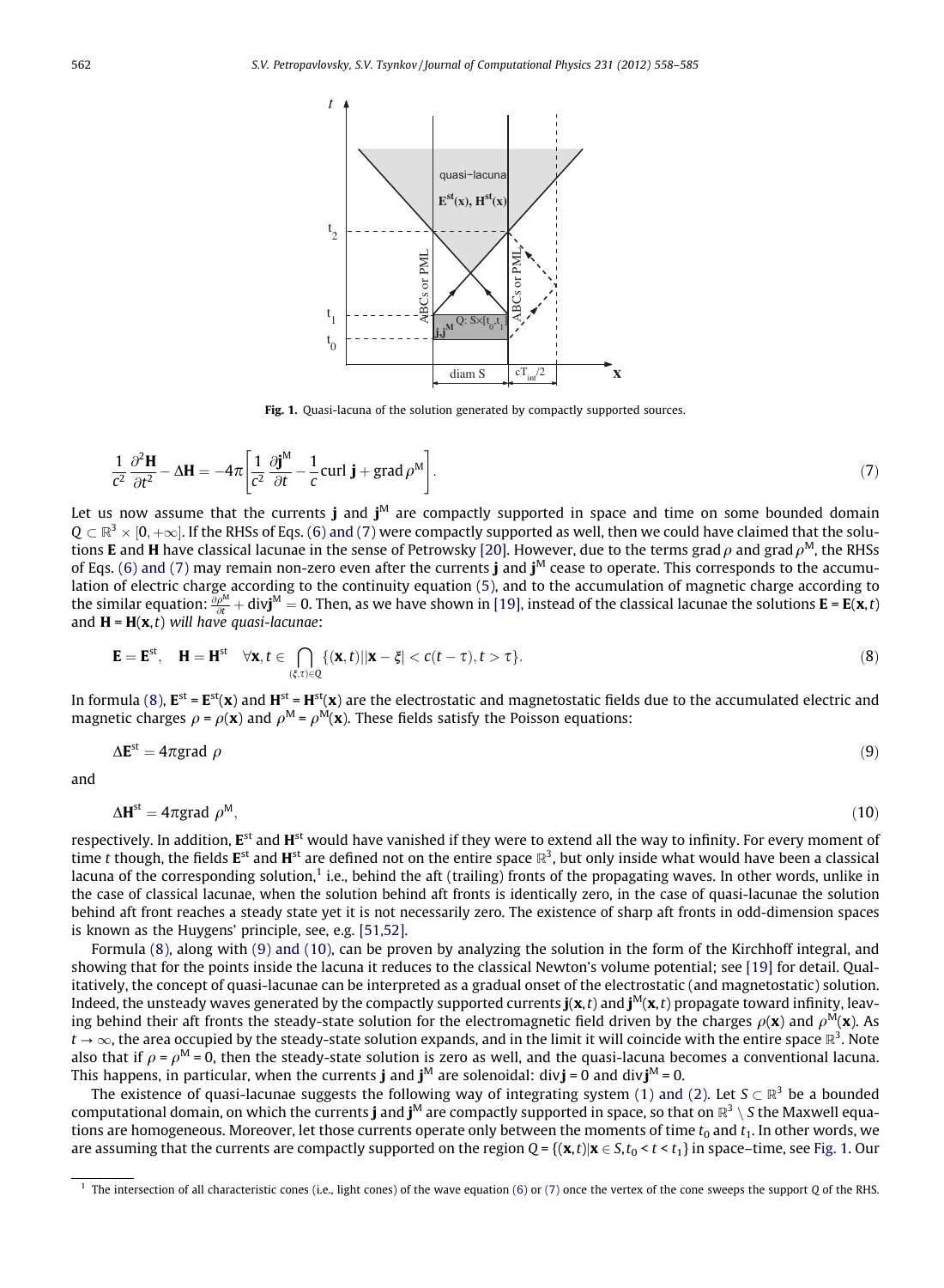**Fig. 1.** Quasi-lacuna of the solution generated by compactly supported sources.

$$\frac{1}{c^2}\frac{\partial^2 \mathbf{H}}{\partial t^2} - \Delta \mathbf{H} = -4\pi\left[\frac{1}{c^2}\frac{\partial \mathbf{j}^{\mathrm{M}}}{\partial t} - \frac{1}{c}\mathrm{curl}\,\mathbf{j} + \mathrm{grad}\,\rho^{\mathrm{M}}\right]. \tag{7}$$

Let us now assume that the currents $\mathbf{j}$ and $\mathbf{j}^{\mathrm{M}}$ are compactly supported in space and time on some bounded domain $Q \subset \mathbb{R}^3 \times [0, +\infty]$. If the RHSs of Eqs. (6) and (7) were compactly supported as well, then we could have claimed that the solutions $\mathbf{E}$ and $\mathbf{H}$ have classical lacunae in the sense of Petrowsky [20]. However, due to the terms $\mathrm{grad}\,\rho$ and $\mathrm{grad}\,\rho^{\mathrm{M}}$, the RHSs of Eqs. (6) and (7) may remain non-zero even after the currents $\mathbf{j}$ and $\mathbf{j}^{\mathrm{M}}$ cease to operate. This corresponds to the accumulation of electric charge according to the continuity equation (5), and to the accumulation of magnetic charge according to the similar equation: $\frac{\partial \rho^{\mathrm{M}}}{\partial t} + \mathrm{div}\mathbf{j}^{\mathrm{M}} = 0$. Then, as we have shown in [19], instead of the classical lacunae the solutions $\mathbf{E} = \mathbf{E}(\mathbf{x}, t)$ and $\mathbf{H} = \mathbf{H}(\mathbf{x}, t)$ *will have quasi-lacunae*:

$$\mathbf{E} = \mathbf{E}^{\mathrm{st}}, \quad \mathbf{H} = \mathbf{H}^{\mathrm{st}} \quad \forall \mathbf{x}, t \in \bigcap_{(\xi,\tau)\in Q} \{(\mathbf{x}, t) | |\mathbf{x} - \xi| < c(t - \tau), t > \tau\}. \tag{8}$$

In formula (8), $\mathbf{E}^{\mathrm{st}} = \mathbf{E}^{\mathrm{st}}(\mathbf{x})$ and $\mathbf{H}^{\mathrm{st}} = \mathbf{H}^{\mathrm{st}}(\mathbf{x})$ are the electrostatic and magnetostatic fields due to the accumulated electric and magnetic charges $\rho = \rho(\mathbf{x})$ and $\rho^{\mathrm{M}} = \rho^{\mathrm{M}}(\mathbf{x})$. These fields satisfy the Poisson equations:

$$\Delta \mathbf{E}^{\mathrm{st}} = 4\pi \mathrm{grad}\;\rho \tag{9}$$

and

$$\Delta \mathbf{H}^{\mathrm{st}} = 4\pi \mathrm{grad}\;\rho^{\mathrm{M}}, \tag{10}$$

respectively. In addition, $\mathbf{E}^{\mathrm{st}}$ and $\mathbf{H}^{\mathrm{st}}$ would have vanished if they were to extend all the way to infinity. For every moment of time $t$ though, the fields $\mathbf{E}^{\mathrm{st}}$ and $\mathbf{H}^{\mathrm{st}}$ are defined not on the entire space $\mathbb{R}^3$, but only inside what would have been a classical lacuna of the corresponding solution,[1] i.e., behind the aft (trailing) fronts of the propagating waves. In other words, unlike in the case of classical lacunae, when the solution behind aft fronts is identically zero, in the case of quasi-lacunae the solution behind aft front reaches a steady state yet it is not necessarily zero. The existence of sharp aft fronts in odd-dimension spaces is known as the Huygens' principle, see, e.g. [51,52].

Formula (8), along with (9) and (10), can be proven by analyzing the solution in the form of the Kirchhoff integral, and showing that for the points inside the lacuna it reduces to the classical Newton's volume potential; see [19] for detail. Qualitatively, the concept of quasi-lacunae can be interpreted as a gradual onset of the electrostatic (and magnetostatic) solution. Indeed, the unsteady waves generated by the compactly supported currents $\mathbf{j}(\mathbf{x}, t)$ and $\mathbf{j}^{\mathrm{M}}(\mathbf{x}, t)$ propagate toward infinity, leaving behind their aft fronts the steady-state solution for the electromagnetic field driven by the charges $\rho(\mathbf{x})$ and $\rho^{\mathrm{M}}(\mathbf{x})$. As $t \to \infty$, the area occupied by the steady-state solution expands, and in the limit it will coincide with the entire space $\mathbb{R}^3$. Note also that if $\rho = \rho^{\mathrm{M}} = 0$, then the steady-state solution is zero as well, and the quasi-lacuna becomes a conventional lacuna. This happens, in particular, when the currents $\mathbf{j}$ and $\mathbf{j}^{\mathrm{M}}$ are solenoidal: $\mathrm{div}\mathbf{j} = 0$ and $\mathrm{div}\mathbf{j}^{\mathrm{M}} = 0$.

The existence of quasi-lacunae suggests the following way of integrating system (1) and (2). Let $S \subset \mathbb{R}^3$ be a bounded computational domain, on which the currents $\mathbf{j}$ and $\mathbf{j}^{\mathrm{M}}$ are compactly supported in space, so that on $\mathbb{R}^3 \setminus S$ the Maxwell equations are homogeneous. Moreover, let those currents operate only between the moments of time $t_0$ and $t_1$. In other words, we are assuming that the currents are compactly supported on the region $Q = \{(\mathbf{x}, t) | \mathbf{x} \in S, t_0 < t < t_1\}$ in space–time, see Fig. 1. Our

[1] The intersection of all characteristic cones (i.e., light cones) of the wave equation (6) or (7) once the vertex of the cone sweeps the support $Q$ of the RHS.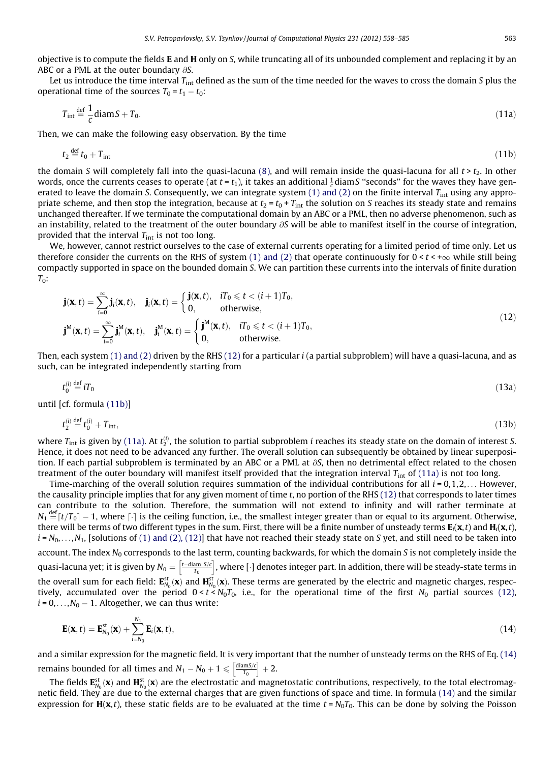objective is to compute the fields $\mathbf{E}$ and $\mathbf{H}$ only on $S$, while truncating all of its unbounded complement and replacing it by an ABC or a PML at the outer boundary $\partial S$.

Let us introduce the time interval $T_{\text{int}}$ defined as the sum of the time needed for the waves to cross the domain $S$ plus the operational time of the sources $T_0 = t_1 - t_0$:

$$T_{\text{int}} \stackrel{\text{def}}{=} \frac{1}{c}\operatorname{diam} S + T_0. \tag{11a}$$

Then, we can make the following easy observation. By the time

$$t_2 \stackrel{\text{def}}{=} t_0 + T_{\text{int}} \tag{11b}$$

the domain $S$ will completely fall into the quasi-lacuna (8), and will remain inside the quasi-lacuna for all $t > t_2$. In other words, once the currents ceases to operate (at $t = t_1$), it takes an additional $\frac{1}{c}\operatorname{diam} S$ "seconds" for the waves they have generated to leave the domain $S$. Consequently, we can integrate system (1) and (2) on the finite interval $T_{\text{int}}$ using any appropriate scheme, and then stop the integration, because at $t_2 = t_0 + T_{\text{int}}$ the solution on $S$ reaches its steady state and remains unchanged thereafter. If we terminate the computational domain by an ABC or a PML, then no adverse phenomenon, such as an instability, related to the treatment of the outer boundary $\partial S$ will be able to manifest itself in the course of integration, provided that the interval $T_{\text{int}}$ is not too long.

We, however, cannot restrict ourselves to the case of external currents operating for a limited period of time only. Let us therefore consider the currents on the RHS of system (1) and (2) that operate continuously for $0 < t < +\infty$ while still being compactly supported in space on the bounded domain $S$. We can partition these currents into the intervals of finite duration $T_0$:

$$\begin{aligned}
&\mathbf{j}(\mathbf{x},t) = \sum_{i=0}^{\infty}\mathbf{j}_i(\mathbf{x},t), \quad \mathbf{j}_i(\mathbf{x},t) = \begin{cases} \mathbf{j}(\mathbf{x},t), & iT_0 \leqslant t < (i+1)T_0, \\ 0, & \text{otherwise}, \end{cases} \\
&\mathbf{j}^{\text{M}}(\mathbf{x},t) = \sum_{i=0}^{\infty}\mathbf{j}_i^{\text{M}}(\mathbf{x},t), \quad \mathbf{j}_i^{\text{M}}(\mathbf{x},t) = \begin{cases} \mathbf{j}^{\text{M}}(\mathbf{x},t), & iT_0 \leqslant t < (i+1)T_0, \\ 0, & \text{otherwise}. \end{cases}
\end{aligned} \tag{12}$$

Then, each system (1) and (2) driven by the RHS (12) for a particular $i$ (a partial subproblem) will have a quasi-lacuna, and as such, can be integrated independently starting from

$$t_0^{(i)} \stackrel{\text{def}}{=} iT_0 \tag{13a}$$

until [cf. formula (11b)]

$$t_2^{(i)} \stackrel{\text{def}}{=} t_0^{(i)} + T_{\text{int}}, \tag{13b}$$

where $T_{\text{int}}$ is given by (11a). At $t_2^{(i)}$, the solution to partial subproblem $i$ reaches its steady state on the domain of interest $S$. Hence, it does not need to be advanced any further. The overall solution can subsequently be obtained by linear superposition. If each partial subproblem is terminated by an ABC or a PML at $\partial S$, then no detrimental effect related to the chosen treatment of the outer boundary will manifest itself provided that the integration interval $T_{\text{int}}$ of (11a) is not too long.

Time-marching of the overall solution requires summation of the individual contributions for all $i = 0, 1, 2, \ldots$ However, the causality principle implies that for any given moment of time $t$, no portion of the RHS (12) that corresponds to later times can contribute to the solution. Therefore, the summation will not extend to infinity and will rather terminate at $N_1 \stackrel{\text{def}}{=} \lceil t/T_0 \rceil - 1$, where $\lceil\cdot\rceil$ is the ceiling function, i.e., the smallest integer greater than or equal to its argument. Otherwise, there will be terms of two different types in the sum. First, there will be a finite number of unsteady terms $\mathbf{E}_i(\mathbf{x},t)$ and $\mathbf{H}_i(\mathbf{x},t)$, $i = N_0, \ldots, N_1$, [solutions of (1) and (2), (12)] that have not reached their steady state on $S$ yet, and still need to be taken into account. The index $N_0$ corresponds to the last term, counting backwards, for which the domain $S$ is not completely inside the quasi-lacuna yet; it is given by $N_0 = \left[\frac{t - \operatorname{diam}\, S/c}{T_0}\right]$, where $[\cdot]$ denotes integer part. In addition, there will be steady-state terms in the overall sum for each field: $\mathbf{E}_{N_0}^{\text{st}}(\mathbf{x})$ and $\mathbf{H}_{N_0}^{\text{st}}(\mathbf{x})$. These terms are generated by the electric and magnetic charges, respectively, accumulated over the period $0 < t < N_0T_0$, i.e., for the operational time of the first $N_0$ partial sources (12), $i = 0, \ldots, N_0 - 1$. Altogether, we can thus write:

$$\mathbf{E}(\mathbf{x},t) = \mathbf{E}_{N_0}^{\text{st}}(\mathbf{x}) + \sum_{i=N_0}^{N_1}\mathbf{E}_i(\mathbf{x},t), \tag{14}$$

and a similar expression for the magnetic field. It is very important that the number of unsteady terms on the RHS of Eq. (14) remains bounded for all times and $N_1 - N_0 + 1 \leqslant \left[\frac{\operatorname{diam} S/c}{T_0}\right] + 2$.

The fields $\mathbf{E}_{N_0}^{\text{st}}(\mathbf{x})$ and $\mathbf{H}_{N_0}^{\text{st}}(\mathbf{x})$ are the electrostatic and magnetostatic contributions, respectively, to the total electromagnetic field. They are due to the external charges that are given functions of space and time. In formula (14) and the similar expression for $\mathbf{H}(\mathbf{x},t)$, these static fields are to be evaluated at the time $t = N_0T_0$. This can be done by solving the Poisson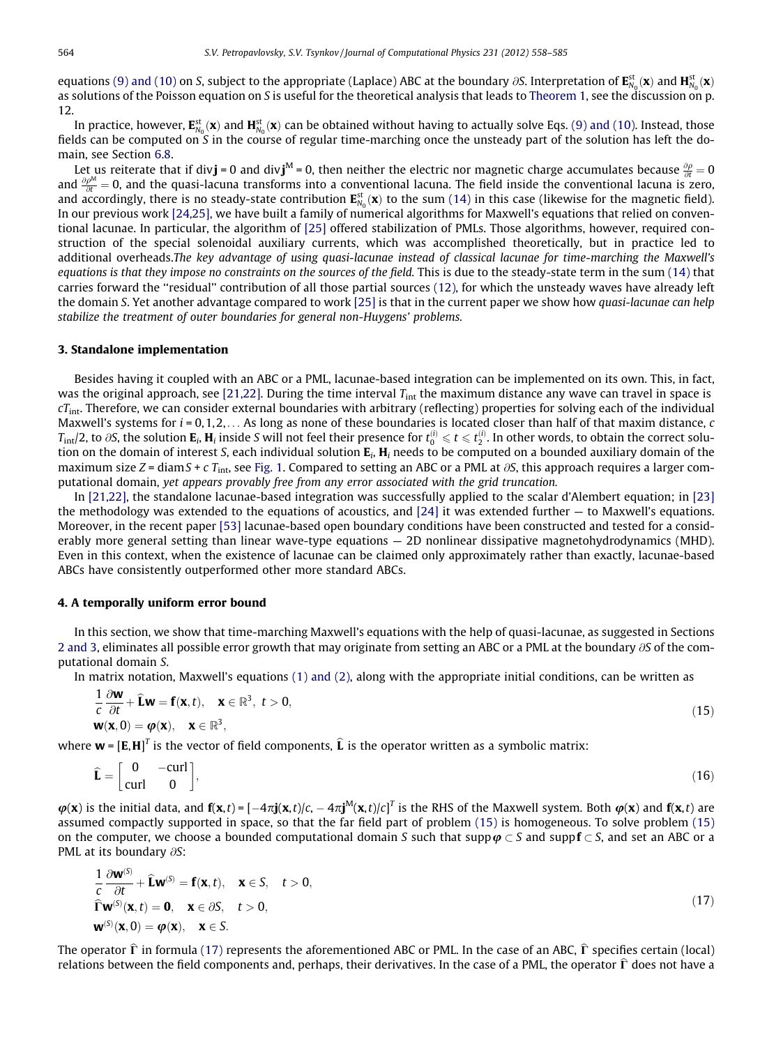equations (9) and (10) on $S$, subject to the appropriate (Laplace) ABC at the boundary $\partial S$. Interpretation of $\mathbf{E}^{\rm st}_{N_0}(\mathbf{x})$ and $\mathbf{H}^{\rm st}_{N_0}(\mathbf{x})$ as solutions of the Poisson equation on $S$ is useful for the theoretical analysis that leads to Theorem 1, see the discussion on p. 12.

In practice, however, $\mathbf{E}^{\rm st}_{N_0}(\mathbf{x})$ and $\mathbf{H}^{\rm st}_{N_0}(\mathbf{x})$ can be obtained without having to actually solve Eqs. (9) and (10). Instead, those fields can be computed on $S$ in the course of regular time-marching once the unsteady part of the solution has left the domain, see Section 6.8.

Let us reiterate that if $\operatorname{div}\mathbf{j} = 0$ and $\operatorname{div}\mathbf{j}^{\rm M} = 0$, then neither the electric nor magnetic charge accumulates because $\frac{\partial \rho}{\partial t} = 0$ and $\frac{\partial \rho^{\rm M}}{\partial t} = 0$, and the quasi-lacuna transforms into a conventional lacuna. The field inside the conventional lacuna is zero, and accordingly, there is no steady-state contribution $\mathbf{E}^{\rm st}_{N_0}(\mathbf{x})$ to the sum (14) in this case (likewise for the magnetic field). In our previous work [24,25], we have built a family of numerical algorithms for Maxwell's equations that relied on conventional lacunae. In particular, the algorithm of [25] offered stabilization of PMLs. Those algorithms, however, required construction of the special solenoidal auxiliary currents, which was accomplished theoretically, but in practice led to additional overheads. *The key advantage of using quasi-lacunae instead of classical lacunae for time-marching the Maxwell's equations is that they impose no constraints on the sources of the field.* This is due to the steady-state term in the sum (14) that carries forward the "residual" contribution of all those partial sources (12), for which the unsteady waves have already left the domain $S$. Yet another advantage compared to work [25] is that in the current paper we show how *quasi-lacunae can help stabilize the treatment of outer boundaries for general non-Huygens' problems.*

## 3. Standalone implementation

Besides having it coupled with an ABC or a PML, lacunae-based integration can be implemented on its own. This, in fact, was the original approach, see [21,22]. During the time interval $T_{\rm int}$ the maximum distance any wave can travel in space is $cT_{\rm int}$. Therefore, we can consider external boundaries with arbitrary (reflecting) properties for solving each of the individual Maxwell's systems for $i = 0, 1, 2, \ldots$ As long as none of these boundaries is located closer than half of that maxim distance, $c\,T_{\rm int}/2$, to $\partial S$, the solution $\mathbf{E}_i$, $\mathbf{H}_i$ inside $S$ will not feel their presence for $t_0^{(i)} \leqslant t \leqslant t_2^{(i)}$. In other words, to obtain the correct solution on the domain of interest $S$, each individual solution $\mathbf{E}_i$, $\mathbf{H}_i$ needs to be computed on a bounded auxiliary domain of the maximum size $Z = \operatorname{diam} S + c\,T_{\rm int}$, see Fig. 1. Compared to setting an ABC or a PML at $\partial S$, this approach requires a larger computational domain, *yet appears provably free from any error associated with the grid truncation.*

In [21,22], the standalone lacunae-based integration was successfully applied to the scalar d'Alembert equation; in [23] the methodology was extended to the equations of acoustics, and [24] it was extended further — to Maxwell's equations. Moreover, in the recent paper [53] lacunae-based open boundary conditions have been constructed and tested for a considerably more general setting than linear wave-type equations — 2D nonlinear dissipative magnetohydrodynamics (MHD). Even in this context, when the existence of lacunae can be claimed only approximately rather than exactly, lacunae-based ABCs have consistently outperformed other more standard ABCs.

## 4. A temporally uniform error bound

In this section, we show that time-marching Maxwell's equations with the help of quasi-lacunae, as suggested in Sections 2 and 3, eliminates all possible error growth that may originate from setting an ABC or a PML at the boundary $\partial S$ of the computational domain $S$.

In matrix notation, Maxwell's equations (1) and (2), along with the appropriate initial conditions, can be written as

$$
\begin{aligned}
&\frac{1}{c}\frac{\partial \mathbf{w}}{\partial t} + \widehat{\mathbf{L}}\mathbf{w} = \mathbf{f}(\mathbf{x}, t), \quad \mathbf{x} \in \mathbb{R}^3,\ t > 0,\\
&\mathbf{w}(\mathbf{x}, 0) = \boldsymbol{\varphi}(\mathbf{x}), \quad \mathbf{x} \in \mathbb{R}^3,
\end{aligned}
\tag{15}
$$

where $\mathbf{w} = [\mathbf{E}, \mathbf{H}]^T$ is the vector of field components, $\widehat{\mathbf{L}}$ is the operator written as a symbolic matrix:

$$
\widehat{\mathbf{L}} = \begin{bmatrix} 0 & -\text{curl} \\ \text{curl} & 0 \end{bmatrix},
\tag{16}
$$

$\boldsymbol{\varphi}(\mathbf{x})$ is the initial data, and $\mathbf{f}(\mathbf{x}, t) = [-4\pi\mathbf{j}(\mathbf{x}, t)/c, -4\pi\mathbf{j}^{\rm M}(\mathbf{x}, t)/c]^T$ is the RHS of the Maxwell system. Both $\boldsymbol{\varphi}(\mathbf{x})$ and $\mathbf{f}(\mathbf{x}, t)$ are assumed compactly supported in space, so that the far field part of problem (15) is homogeneous. To solve problem (15) on the computer, we choose a bounded computational domain $S$ such that $\operatorname{supp}\boldsymbol{\varphi} \subset S$ and $\operatorname{supp}\mathbf{f} \subset S$, and set an ABC or a PML at its boundary $\partial S$:

$$
\begin{aligned}
&\frac{1}{c}\frac{\partial \mathbf{w}^{(S)}}{\partial t} + \widehat{\mathbf{L}}\mathbf{w}^{(S)} = \mathbf{f}(\mathbf{x}, t), \quad \mathbf{x} \in S, \quad t > 0,\\
&\widehat{\Gamma}\mathbf{w}^{(S)}(\mathbf{x}, t) = \mathbf{0}, \quad \mathbf{x} \in \partial S, \quad t > 0,\\
&\mathbf{w}^{(S)}(\mathbf{x}, 0) = \boldsymbol{\varphi}(\mathbf{x}), \quad \mathbf{x} \in S.
\end{aligned}
\tag{17}
$$

The operator $\widehat{\Gamma}$ in formula (17) represents the aforementioned ABC or PML. In the case of an ABC, $\widehat{\Gamma}$ specifies certain (local) relations between the field components and, perhaps, their derivatives. In the case of a PML, the operator $\widehat{\Gamma}$ does not have a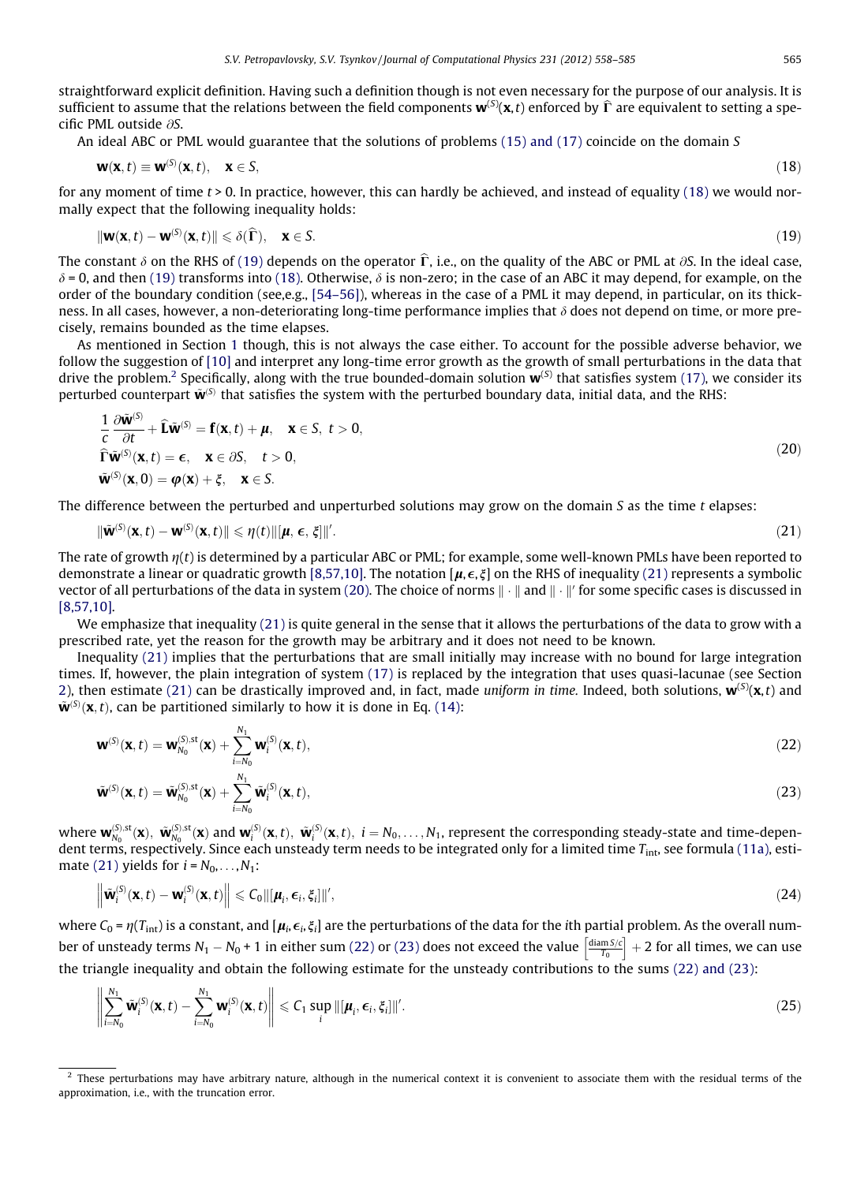straightforward explicit definition. Having such a definition though is not even necessary for the purpose of our analysis. It is sufficient to assume that the relations between the field components $\mathbf{w}^{(S)}(\mathbf{x},t)$ enforced by $\widehat{\Gamma}$ are equivalent to setting a specific PML outside $\partial S$.

An ideal ABC or PML would guarantee that the solutions of problems (15) and (17) coincide on the domain $S$

$$\mathbf{w}(\mathbf{x},t) \equiv \mathbf{w}^{(S)}(\mathbf{x},t), \quad \mathbf{x} \in S, \tag{18}$$

for any moment of time $t > 0$. In practice, however, this can hardly be achieved, and instead of equality (18) we would normally expect that the following inequality holds:

$$\|\mathbf{w}(\mathbf{x},t) - \mathbf{w}^{(S)}(\mathbf{x},t)\| \leqslant \delta(\widehat{\Gamma}), \quad \mathbf{x} \in S. \tag{19}$$

The constant $\delta$ on the RHS of (19) depends on the operator $\widehat{\Gamma}$, i.e., on the quality of the ABC or PML at $\partial S$. In the ideal case, $\delta = 0$, and then (19) transforms into (18). Otherwise, $\delta$ is non-zero; in the case of an ABC it may depend, for example, on the order of the boundary condition (see,e.g., [54–56]), whereas in the case of a PML it may depend, in particular, on its thickness. In all cases, however, a non-deteriorating long-time performance implies that $\delta$ does not depend on time, or more precisely, remains bounded as the time elapses.

As mentioned in Section 1 though, this is not always the case either. To account for the possible adverse behavior, we follow the suggestion of [10] and interpret any long-time error growth as the growth of small perturbations in the data that drive the problem.[2] Specifically, along with the true bounded-domain solution $\mathbf{w}^{(S)}$ that satisfies system (17), we consider its perturbed counterpart $\tilde{\mathbf{w}}^{(S)}$ that satisfies the system with the perturbed boundary data, initial data, and the RHS:

$$\begin{aligned}
&\frac{1}{c}\frac{\partial \tilde{\mathbf{w}}^{(S)}}{\partial t} + \widehat{\mathbf{L}}\tilde{\mathbf{w}}^{(S)} = \mathbf{f}(\mathbf{x},t) + \boldsymbol{\mu}, \quad \mathbf{x} \in S, \ t > 0, \\
&\widehat{\Gamma}\tilde{\mathbf{w}}^{(S)}(\mathbf{x},t) = \boldsymbol{\epsilon}, \quad \mathbf{x} \in \partial S, \quad t > 0, \\
&\tilde{\mathbf{w}}^{(S)}(\mathbf{x},0) = \boldsymbol{\varphi}(\mathbf{x}) + \xi, \quad \mathbf{x} \in S.
\end{aligned} \tag{20}$$

The difference between the perturbed and unperturbed solutions may grow on the domain $S$ as the time $t$ elapses:

$$\|\tilde{\mathbf{w}}^{(S)}(\mathbf{x},t) - \mathbf{w}^{(S)}(\mathbf{x},t)\| \leqslant \eta(t)\|[\boldsymbol{\mu},\boldsymbol{\epsilon},\xi]\|'. \tag{21}$$

The rate of growth $\eta(t)$ is determined by a particular ABC or PML; for example, some well-known PMLs have been reported to demonstrate a linear or quadratic growth [8,57,10]. The notation $[\boldsymbol{\mu},\boldsymbol{\epsilon},\xi]$ on the RHS of inequality (21) represents a symbolic vector of all perturbations of the data in system (20). The choice of norms $\|\cdot\|$ and $\|\cdot\|'$ for some specific cases is discussed in [8,57,10].

We emphasize that inequality (21) is quite general in the sense that it allows the perturbations of the data to grow with a prescribed rate, yet the reason for the growth may be arbitrary and it does not need to be known.

Inequality (21) implies that the perturbations that are small initially may increase with no bound for large integration times. If, however, the plain integration of system (17) is replaced by the integration that uses quasi-lacunae (see Section 2), then estimate (21) can be drastically improved and, in fact, made *uniform in time*. Indeed, both solutions, $\mathbf{w}^{(S)}(\mathbf{x},t)$ and $\tilde{\mathbf{w}}^{(S)}(\mathbf{x},t)$, can be partitioned similarly to how it is done in Eq. (14):

$$\mathbf{w}^{(S)}(\mathbf{x},t) = \mathbf{w}^{(S),\text{st}}_{N_0}(\mathbf{x}) + \sum_{i=N_0}^{N_1}\mathbf{w}^{(S)}_i(\mathbf{x},t), \tag{22}$$

$$\tilde{\mathbf{w}}^{(S)}(\mathbf{x},t) = \tilde{\mathbf{w}}^{(S),\text{st}}_{N_0}(\mathbf{x}) + \sum_{i=N_0}^{N_1}\tilde{\mathbf{w}}^{(S)}_i(\mathbf{x},t), \tag{23}$$

where $\mathbf{w}^{(S),\text{st}}_{N_0}(\mathbf{x})$, $\tilde{\mathbf{w}}^{(S),\text{st}}_{N_0}(\mathbf{x})$ and $\mathbf{w}^{(S)}_i(\mathbf{x},t)$, $\tilde{\mathbf{w}}^{(S)}_i(\mathbf{x},t)$, $i = N_0,\ldots,N_1$, represent the corresponding steady-state and time-dependent terms, respectively. Since each unsteady term needs to be integrated only for a limited time $T_{\text{int}}$, see formula (11a), estimate (21) yields for $i = N_0,\ldots,N_1$:

$$\left\|\tilde{\mathbf{w}}^{(S)}_i(\mathbf{x},t) - \mathbf{w}^{(S)}_i(\mathbf{x},t)\right\| \leqslant C_0\|[\boldsymbol{\mu}_i,\boldsymbol{\epsilon}_i,\xi_i]\|', \tag{24}$$

where $C_0 = \eta(T_{\text{int}})$ is a constant, and $[\boldsymbol{\mu}_i,\boldsymbol{\epsilon}_i,\xi_i]$ are the perturbations of the data for the $i$th partial problem. As the overall number of unsteady terms $N_1 - N_0 + 1$ in either sum (22) or (23) does not exceed the value $\left\lceil\frac{\text{diam}\, S/c}{T_0}\right\rceil + 2$ for all times, we can use the triangle inequality and obtain the following estimate for the unsteady contributions to the sums (22) and (23):

$$\left\|\sum_{i=N_0}^{N_1}\tilde{\mathbf{w}}^{(S)}_i(\mathbf{x},t) - \sum_{i=N_0}^{N_1}\mathbf{w}^{(S)}_i(\mathbf{x},t)\right\| \leqslant C_1\sup_i\|[\boldsymbol{\mu}_i,\boldsymbol{\epsilon}_i,\xi_i]\|'. \tag{25}$$

---

[2] These perturbations may have arbitrary nature, although in the numerical context it is convenient to associate them with the residual terms of the approximation, i.e., with the truncation error.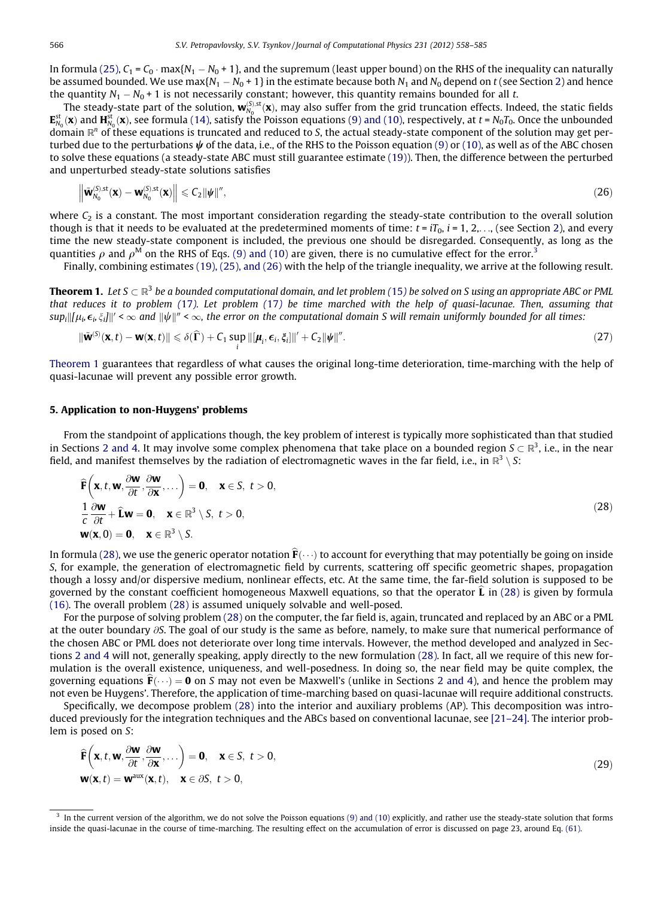In formula (25), $C_1 = C_0 \cdot \max\{N_1 - N_0 + 1\}$, and the supremum (least upper bound) on the RHS of the inequality can naturally be assumed bounded. We use $\max\{N_1 - N_0 + 1\}$ in the estimate because both $N_1$ and $N_0$ depend on $t$ (see Section 2) and hence the quantity $N_1 - N_0 + 1$ is not necessarily constant; however, this quantity remains bounded for all $t$.

The steady-state part of the solution, $\mathbf{w}^{(S),\mathrm{st}}_{N_0}(\mathbf{x})$, may also suffer from the grid truncation effects. Indeed, the static fields $\mathbf{E}^{\mathrm{st}}_{N_0}(\mathbf{x})$ and $\mathbf{H}^{\mathrm{st}}_{N_0}(\mathbf{x})$, see formula (14), satisfy the Poisson equations (9) and (10), respectively, at $t = N_0 T_0$. Once the unbounded domain $\mathbb{R}^n$ of these equations is truncated and reduced to $S$, the actual steady-state component of the solution may get perturbed due to the perturbations $\boldsymbol{\psi}$ of the data, i.e., of the RHS to the Poisson equation (9) or (10), as well as of the ABC chosen to solve these equations (a steady-state ABC must still guarantee estimate (19)). Then, the difference between the perturbed and unperturbed steady-state solutions satisfies

$$
\left\| \tilde{\mathbf{w}}^{(S),\mathrm{st}}_{N_0}(\mathbf{x}) - \mathbf{w}^{(S),\mathrm{st}}_{N_0}(\mathbf{x}) \right\| \leqslant C_2 \|\boldsymbol{\psi}\|'', \tag{26}
$$

where $C_2$ is a constant. The most important consideration regarding the steady-state contribution to the overall solution though is that it needs to be evaluated at the predetermined moments of time: $t = iT_0$, $i = 1, 2, \ldots$, (see Section 2), and every time the new steady-state component is included, the previous one should be disregarded. Consequently, as long as the quantities $\rho$ and $\rho^{\mathrm{M}}$ on the RHS of Eqs. (9) and (10) are given, there is no cumulative effect for the error.[3]

Finally, combining estimates (19), (25), and (26) with the help of the triangle inequality, we arrive at the following result.

**Theorem 1.** *Let $S \subset \mathbb{R}^3$ be a bounded computational domain, and let problem (15) be solved on $S$ using an appropriate ABC or PML that reduces it to problem (17). Let problem (17) be time marched with the help of quasi-lacunae. Then, assuming that $\sup_i \| [\mu_i, \epsilon_i, \xi_i] \|' < \infty$ and $\|\psi\|'' < \infty$, the error on the computational domain $S$ will remain uniformly bounded for all times:*

$$
\|\tilde{\mathbf{w}}^{(S)}(\mathbf{x}, t) - \mathbf{w}(\mathbf{x}, t)\| \leqslant \delta(\widehat{\Gamma}) + C_1 \sup_i \| [\boldsymbol{\mu}_i, \boldsymbol{\epsilon}_i, \boldsymbol{\xi}_i] \|' + C_2 \|\boldsymbol{\psi}\|''. \tag{27}
$$

Theorem 1 guarantees that regardless of what causes the original long-time deterioration, time-marching with the help of quasi-lacunae will prevent any possible error growth.

## 5. Application to non-Huygens' problems

From the standpoint of applications though, the key problem of interest is typically more sophisticated than that studied in Sections 2 and 4. It may involve some complex phenomena that take place on a bounded region $S \subset \mathbb{R}^3$, i.e., in the near field, and manifest themselves by the radiation of electromagnetic waves in the far field, i.e., in $\mathbb{R}^3 \setminus S$:

$$
\begin{aligned}
&\widehat{\mathbf{F}}\left(\mathbf{x}, t, \mathbf{w}, \frac{\partial \mathbf{w}}{\partial t}, \frac{\partial \mathbf{w}}{\partial \mathbf{x}}, \ldots\right) = \mathbf{0}, \quad \mathbf{x} \in S, \ t > 0, \\
&\frac{1}{c}\frac{\partial \mathbf{w}}{\partial t} + \widehat{\mathbf{L}}\mathbf{w} = \mathbf{0}, \quad \mathbf{x} \in \mathbb{R}^3 \setminus S, \ t > 0, \\
&\mathbf{w}(\mathbf{x}, 0) = \mathbf{0}, \quad \mathbf{x} \in \mathbb{R}^3 \setminus S.
\end{aligned} \tag{28}
$$

In formula (28), we use the generic operator notation $\widehat{\mathbf{F}}(\cdots)$ to account for everything that may potentially be going on inside $S$, for example, the generation of electromagnetic field by currents, scattering off specific geometric shapes, propagation though a lossy and/or dispersive medium, nonlinear effects, etc. At the same time, the far-field solution is supposed to be governed by the constant coefficient homogeneous Maxwell equations, so that the operator $\widehat{\mathbf{L}}$ in (28) is given by formula (16). The overall problem (28) is assumed uniquely solvable and well-posed.

For the purpose of solving problem (28) on the computer, the far field is, again, truncated and replaced by an ABC or a PML at the outer boundary $\partial S$. The goal of our study is the same as before, namely, to make sure that numerical performance of the chosen ABC or PML does not deteriorate over long time intervals. However, the method developed and analyzed in Sections 2 and 4 will not, generally speaking, apply directly to the new formulation (28). In fact, all we require of this new formulation is the overall existence, uniqueness, and well-posedness. In doing so, the near field may be quite complex, the governing equations $\widehat{\mathbf{F}}(\cdots) = \mathbf{0}$ on $S$ may not even be Maxwell's (unlike in Sections 2 and 4), and hence the problem may not even be Huygens'. Therefore, the application of time-marching based on quasi-lacunae will require additional constructs.

Specifically, we decompose problem (28) into the interior and auxiliary problems (AP). This decomposition was introduced previously for the integration techniques and the ABCs based on conventional lacunae, see [21–24]. The interior problem is posed on $S$:

$$
\begin{aligned}
&\widehat{\mathbf{F}}\left(\mathbf{x}, t, \mathbf{w}, \frac{\partial \mathbf{w}}{\partial t}, \frac{\partial \mathbf{w}}{\partial \mathbf{x}}, \ldots\right) = \mathbf{0}, \quad \mathbf{x} \in S, \ t > 0, \\
&\mathbf{w}(\mathbf{x}, t) = \mathbf{w}^{\mathrm{aux}}(\mathbf{x}, t), \quad \mathbf{x} \in \partial S, \ t > 0,
\end{aligned} \tag{29}
$$

[3] In the current version of the algorithm, we do not solve the Poisson equations (9) and (10) explicitly, and rather use the steady-state solution that forms inside the quasi-lacunae in the course of time-marching. The resulting effect on the accumulation of error is discussed on page 23, around Eq. (61).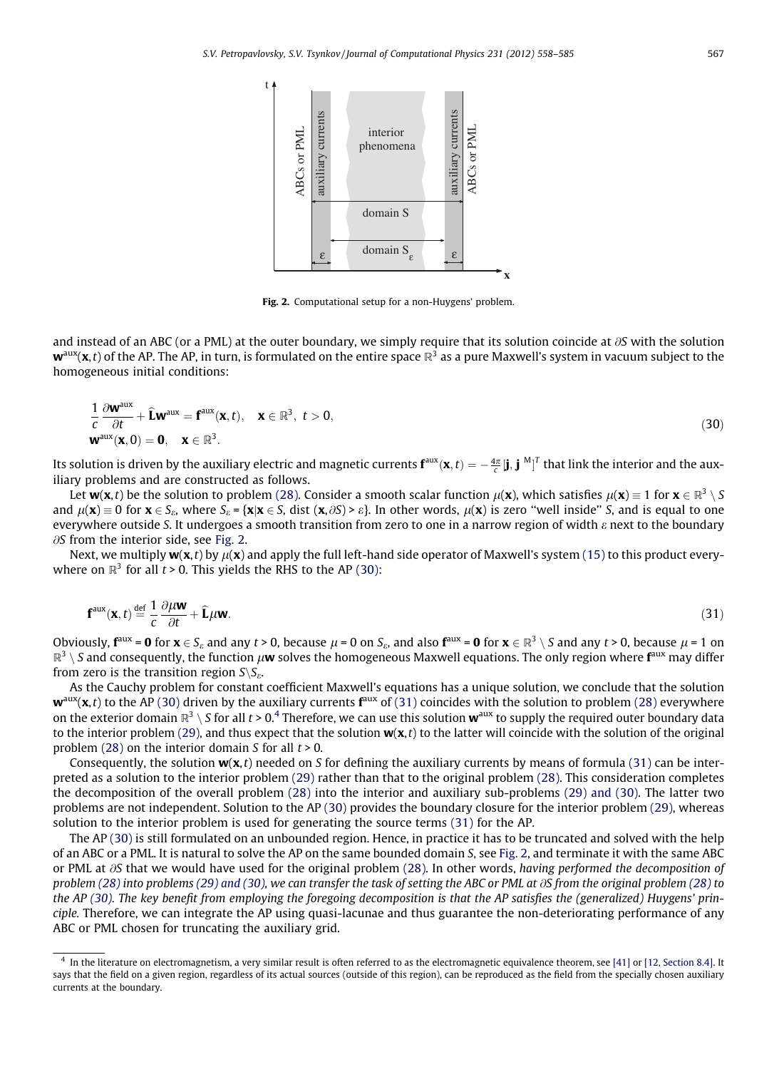Fig. 2. Computational setup for a non-Huygens' problem.

and instead of an ABC (or a PML) at the outer boundary, we simply require that its solution coincide at $\partial S$ with the solution $\mathbf{w}^{\text{aux}}(\mathbf{x}, t)$ of the AP. The AP, in turn, is formulated on the entire space $\mathbb{R}^3$ as a pure Maxwell's system in vacuum subject to the homogeneous initial conditions:

$$
\begin{aligned}
&\frac{1}{c}\frac{\partial \mathbf{w}^{\text{aux}}}{\partial t} + \widehat{\mathbf{L}}\mathbf{w}^{\text{aux}} = \mathbf{f}^{\text{aux}}(\mathbf{x}, t), \quad \mathbf{x} \in \mathbb{R}^3, \ t > 0, \\
&\mathbf{w}^{\text{aux}}(\mathbf{x}, 0) = \mathbf{0}, \quad \mathbf{x} \in \mathbb{R}^3.
\end{aligned}
\tag{30}
$$

Its solution is driven by the auxiliary electric and magnetic currents $\mathbf{f}^{\text{aux}}(\mathbf{x}, t) = -\frac{4\pi}{c}[\mathbf{j}, \mathbf{j}^{\text{M}}]^T$ that link the interior and the auxiliary problems and are constructed as follows.

Let $\mathbf{w}(\mathbf{x}, t)$ be the solution to problem (28). Consider a smooth scalar function $\mu(\mathbf{x})$, which satisfies $\mu(\mathbf{x}) \equiv 1$ for $\mathbf{x} \in \mathbb{R}^3 \setminus S$ and $\mu(\mathbf{x}) \equiv 0$ for $\mathbf{x} \in S_\varepsilon$, where $S_\varepsilon = \{\mathbf{x} | \mathbf{x} \in S, \text{dist}(\mathbf{x}, \partial S) > \varepsilon\}$. In other words, $\mu(\mathbf{x})$ is zero "well inside" $S$, and is equal to one everywhere outside $S$. It undergoes a smooth transition from zero to one in a narrow region of width $\varepsilon$ next to the boundary $\partial S$ from the interior side, see Fig. 2.

Next, we multiply $\mathbf{w}(\mathbf{x}, t)$ by $\mu(\mathbf{x})$ and apply the full left-hand side operator of Maxwell's system (15) to this product everywhere on $\mathbb{R}^3$ for all $t > 0$. This yields the RHS to the AP (30):

$$
\mathbf{f}^{\text{aux}}(\mathbf{x}, t) \stackrel{\text{def}}{=} \frac{1}{c}\frac{\partial \mu \mathbf{w}}{\partial t} + \widehat{\mathbf{L}}\mu\mathbf{w}.
\tag{31}
$$

Obviously, $\mathbf{f}^{\text{aux}} = \mathbf{0}$ for $\mathbf{x} \in S_\varepsilon$ and any $t > 0$, because $\mu = 0$ on $S_\varepsilon$, and also $\mathbf{f}^{\text{aux}} = \mathbf{0}$ for $\mathbf{x} \in \mathbb{R}^3 \setminus S$ and any $t > 0$, because $\mu = 1$ on $\mathbb{R}^3 \setminus S$ and consequently, the function $\mu\mathbf{w}$ solves the homogeneous Maxwell equations. The only region where $\mathbf{f}^{\text{aux}}$ may differ from zero is the transition region $S \setminus S_\varepsilon$.

As the Cauchy problem for constant coefficient Maxwell's equations has a unique solution, we conclude that the solution $\mathbf{w}^{\text{aux}}(\mathbf{x}, t)$ to the AP (30) driven by the auxiliary currents $\mathbf{f}^{\text{aux}}$ of (31) coincides with the solution to problem (28) everywhere on the exterior domain $\mathbb{R}^3 \setminus S$ for all $t > 0$.[4] Therefore, we can use this solution $\mathbf{w}^{\text{aux}}$ to supply the required outer boundary data to the interior problem (29), and thus expect that the solution $\mathbf{w}(\mathbf{x}, t)$ to the latter will coincide with the solution of the original problem (28) on the interior domain $S$ for all $t > 0$.

Consequently, the solution $\mathbf{w}(\mathbf{x}, t)$ needed on $S$ for defining the auxiliary currents by means of formula (31) can be interpreted as a solution to the interior problem (29) rather than that to the original problem (28). This consideration completes the decomposition of the overall problem (28) into the interior and auxiliary sub-problems (29) and (30). The latter two problems are not independent. Solution to the AP (30) provides the boundary closure for the interior problem (29), whereas solution to the interior problem is used for generating the source terms (31) for the AP.

The AP (30) is still formulated on an unbounded region. Hence, in practice it has to be truncated and solved with the help of an ABC or a PML. It is natural to solve the AP on the same bounded domain $S$, see Fig. 2, and terminate it with the same ABC or PML at $\partial S$ that we would have used for the original problem (28). In other words, *having performed the decomposition of problem (28) into problems (29) and (30), we can transfer the task of setting the ABC or PML at $\partial S$ from the original problem (28) to the AP (30). The key benefit from employing the foregoing decomposition is that the AP satisfies the (generalized) Huygens' principle.* Therefore, we can integrate the AP using quasi-lacunae and thus guarantee the non-deteriorating performance of any ABC or PML chosen for truncating the auxiliary grid.

---

[4] In the literature on electromagnetism, a very similar result is often referred to as the electromagnetic equivalence theorem, see [41] or [12, Section 8.4]. It says that the field on a given region, regardless of its actual sources (outside of this region), can be reproduced as the field from the specially chosen auxiliary currents at the boundary.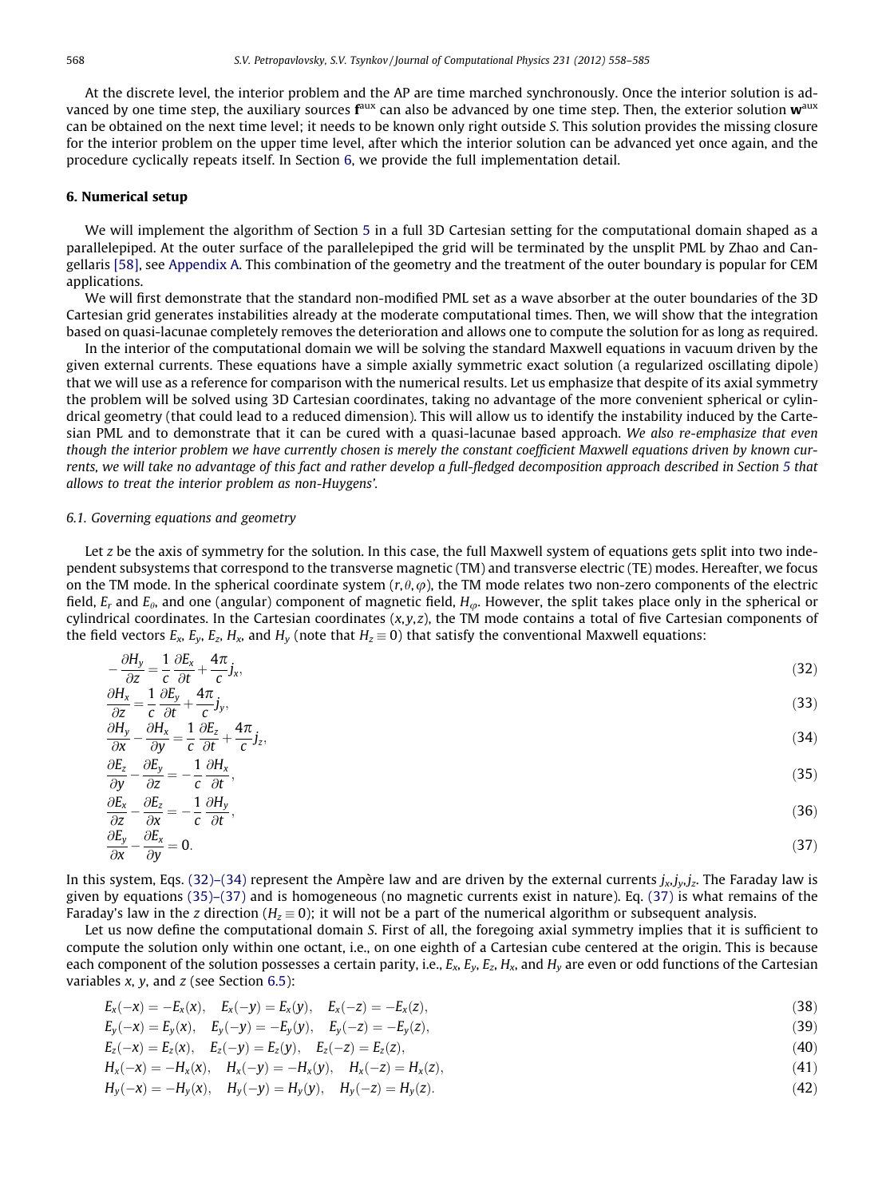At the discrete level, the interior problem and the AP are time marched synchronously. Once the interior solution is advanced by one time step, the auxiliary sources $\mathbf{f}^{\text{aux}}$ can also be advanced by one time step. Then, the exterior solution $\mathbf{w}^{\text{aux}}$ can be obtained on the next time level; it needs to be known only right outside $S$. This solution provides the missing closure for the interior problem on the upper time level, after which the interior solution can be advanced yet once again, and the procedure cyclically repeats itself. In Section 6, we provide the full implementation detail.

## 6. Numerical setup

We will implement the algorithm of Section 5 in a full 3D Cartesian setting for the computational domain shaped as a parallelepiped. At the outer surface of the parallelepiped the grid will be terminated by the unsplit PML by Zhao and Cangellaris [58], see Appendix A. This combination of the geometry and the treatment of the outer boundary is popular for CEM applications.

We will first demonstrate that the standard non-modified PML set as a wave absorber at the outer boundaries of the 3D Cartesian grid generates instabilities already at the moderate computational times. Then, we will show that the integration based on quasi-lacunae completely removes the deterioration and allows one to compute the solution for as long as required.

In the interior of the computational domain we will be solving the standard Maxwell equations in vacuum driven by the given external currents. These equations have a simple axially symmetric exact solution (a regularized oscillating dipole) that we will use as a reference for comparison with the numerical results. Let us emphasize that despite of its axial symmetry the problem will be solved using 3D Cartesian coordinates, taking no advantage of the more convenient spherical or cylindrical geometry (that could lead to a reduced dimension). This will allow us to identify the instability induced by the Cartesian PML and to demonstrate that it can be cured with a quasi-lacunae based approach. *We also re-emphasize that even though the interior problem we have currently chosen is merely the constant coefficient Maxwell equations driven by known currents, we will take no advantage of this fact and rather develop a full-fledged decomposition approach described in Section 5 that allows to treat the interior problem as non-Huygens'.*

### 6.1. Governing equations and geometry

Let $z$ be the axis of symmetry for the solution. In this case, the full Maxwell system of equations gets split into two independent subsystems that correspond to the transverse magnetic (TM) and transverse electric (TE) modes. Hereafter, we focus on the TM mode. In the spherical coordinate system $(r, \theta, \varphi)$, the TM mode relates two non-zero components of the electric field, $E_r$ and $E_\theta$, and one (angular) component of magnetic field, $H_\varphi$. However, the split takes place only in the spherical or cylindrical coordinates. In the Cartesian coordinates $(x, y, z)$, the TM mode contains a total of five Cartesian components of the field vectors $E_x$, $E_y$, $E_z$, $H_x$, and $H_y$ (note that $H_z \equiv 0$) that satisfy the conventional Maxwell equations:

$$-\frac{\partial H_y}{\partial z} = \frac{1}{c}\frac{\partial E_x}{\partial t} + \frac{4\pi}{c} j_x, \tag{32}$$

$$\frac{\partial H_x}{\partial z} = \frac{1}{c}\frac{\partial E_y}{\partial t} + \frac{4\pi}{c} j_y, \tag{33}$$

$$\frac{\partial H_y}{\partial x} - \frac{\partial H_x}{\partial y} = \frac{1}{c}\frac{\partial E_z}{\partial t} + \frac{4\pi}{c} j_z, \tag{34}$$

$$\frac{\partial E_z}{\partial y} - \frac{\partial E_y}{\partial z} = -\frac{1}{c}\frac{\partial H_x}{\partial t}, \tag{35}$$

$$\frac{\partial E_x}{\partial z} - \frac{\partial E_z}{\partial x} = -\frac{1}{c}\frac{\partial H_y}{\partial t}, \tag{36}$$

$$\frac{\partial E_y}{\partial x} - \frac{\partial E_x}{\partial y} = 0. \tag{37}$$

In this system, Eqs. (32)–(34) represent the Ampère law and are driven by the external currents $j_x, j_y, j_z$. The Faraday law is given by equations (35)–(37) and is homogeneous (no magnetic currents exist in nature). Eq. (37) is what remains of the Faraday's law in the $z$ direction ($H_z \equiv 0$); it will not be a part of the numerical algorithm or subsequent analysis.

Let us now define the computational domain $S$. First of all, the foregoing axial symmetry implies that it is sufficient to compute the solution only within one octant, i.e., on one eighth of a Cartesian cube centered at the origin. This is because each component of the solution possesses a certain parity, i.e., $E_x$, $E_y$, $E_z$, $H_x$, and $H_y$ are even or odd functions of the Cartesian variables $x$, $y$, and $z$ (see Section 6.5):

$$E_x(-x) = -E_x(x), \quad E_x(-y) = E_x(y), \quad E_x(-z) = -E_x(z), \tag{38}$$

$$E_y(-x) = E_y(x), \quad E_y(-y) = -E_y(y), \quad E_y(-z) = -E_y(z), \tag{39}$$

$$E_z(-x) = E_z(x), \quad E_z(-y) = E_z(y), \quad E_z(-z) = E_z(z), \tag{40}$$

$$H_x(-x) = -H_x(x), \quad H_x(-y) = -H_x(y), \quad H_x(-z) = H_x(z), \tag{41}$$

$$H_y(-x) = -H_y(x), \quad H_y(-y) = H_y(y), \quad H_y(-z) = H_y(z). \tag{42}$$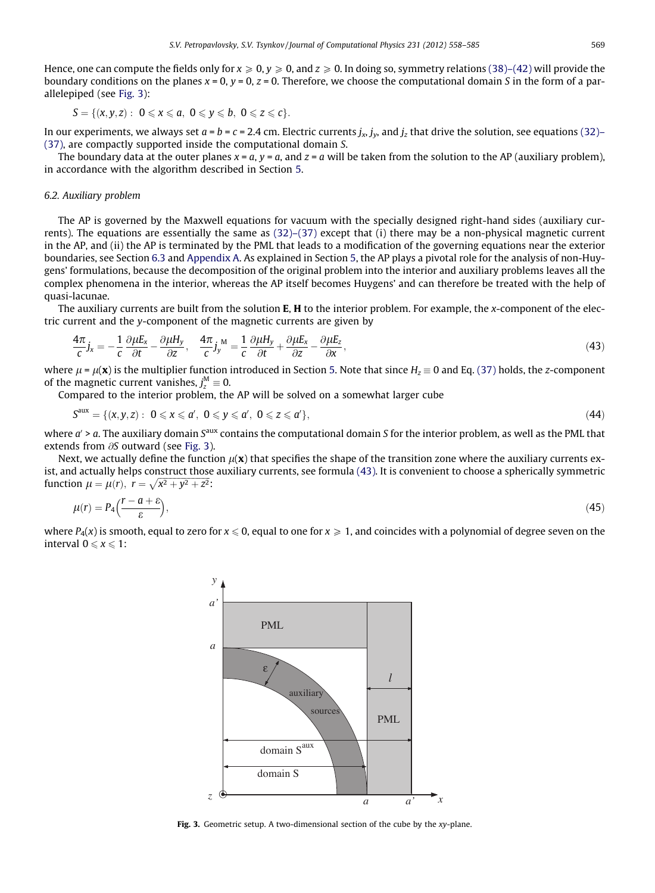Hence, one can compute the fields only for $x \geqslant 0$, $y \geqslant 0$, and $z \geqslant 0$. In doing so, symmetry relations (38)–(42) will provide the boundary conditions on the planes $x = 0$, $y = 0$, $z = 0$. Therefore, we choose the computational domain $S$ in the form of a parallelepiped (see Fig. 3):

$$S = \{(x, y, z) : \ 0 \leqslant x \leqslant a, \ 0 \leqslant y \leqslant b, \ 0 \leqslant z \leqslant c\}.$$

In our experiments, we always set $a = b = c = 2.4$ cm. Electric currents $j_x$, $j_y$, and $j_z$ that drive the solution, see equations (32)–(37), are compactly supported inside the computational domain $S$.

The boundary data at the outer planes $x = a$, $y = a$, and $z = a$ will be taken from the solution to the AP (auxiliary problem), in accordance with the algorithm described in Section 5.

### 6.2. Auxiliary problem

The AP is governed by the Maxwell equations for vacuum with the specially designed right-hand sides (auxiliary currents). The equations are essentially the same as (32)–(37) except that (i) there may be a non-physical magnetic current in the AP, and (ii) the AP is terminated by the PML that leads to a modification of the governing equations near the exterior boundaries, see Section 6.3 and Appendix A. As explained in Section 5, the AP plays a pivotal role for the analysis of non-Huygens' formulations, because the decomposition of the original problem into the interior and auxiliary problems leaves all the complex phenomena in the interior, whereas the AP itself becomes Huygens' and can therefore be treated with the help of quasi-lacunae.

The auxiliary currents are built from the solution $\mathbf{E}$, $\mathbf{H}$ to the interior problem. For example, the $x$-component of the electric current and the $y$-component of the magnetic currents are given by

$$\frac{4\pi}{c} j_x = -\frac{1}{c}\frac{\partial \mu E_x}{\partial t} - \frac{\partial \mu H_y}{\partial z}, \quad \frac{4\pi}{c} j_y^{\ \mathrm{M}} = \frac{1}{c}\frac{\partial \mu H_y}{\partial t} + \frac{\partial \mu E_x}{\partial z} - \frac{\partial \mu E_z}{\partial x}, \tag{43}$$

where $\mu = \mu(\mathbf{x})$ is the multiplier function introduced in Section 5. Note that since $H_z \equiv 0$ and Eq. (37) holds, the $z$-component of the magnetic current vanishes, $j_z^{\mathrm{M}} \equiv 0$.

Compared to the interior problem, the AP will be solved on a somewhat larger cube

$$S^{\mathrm{aux}} = \{(x, y, z) : \ 0 \leqslant x \leqslant a', \ 0 \leqslant y \leqslant a', \ 0 \leqslant z \leqslant a'\}, \tag{44}$$

where $a' > a$. The auxiliary domain $S^{\mathrm{aux}}$ contains the computational domain $S$ for the interior problem, as well as the PML that extends from $\partial S$ outward (see Fig. 3).

Next, we actually define the function $\mu(\mathbf{x})$ that specifies the shape of the transition zone where the auxiliary currents exist, and actually helps construct those auxiliary currents, see formula (43). It is convenient to choose a spherically symmetric function $\mu = \mu(r)$, $r = \sqrt{x^2 + y^2 + z^2}$:

$$\mu(r) = P_4\left(\frac{r - a + \varepsilon}{\varepsilon}\right), \tag{45}$$

where $P_4(x)$ is smooth, equal to zero for $x \leqslant 0$, equal to one for $x \geqslant 1$, and coincides with a polynomial of degree seven on the interval $0 \leqslant x \leqslant 1$:

**Fig. 3.** Geometric setup. A two-dimensional section of the cube by the $xy$-plane.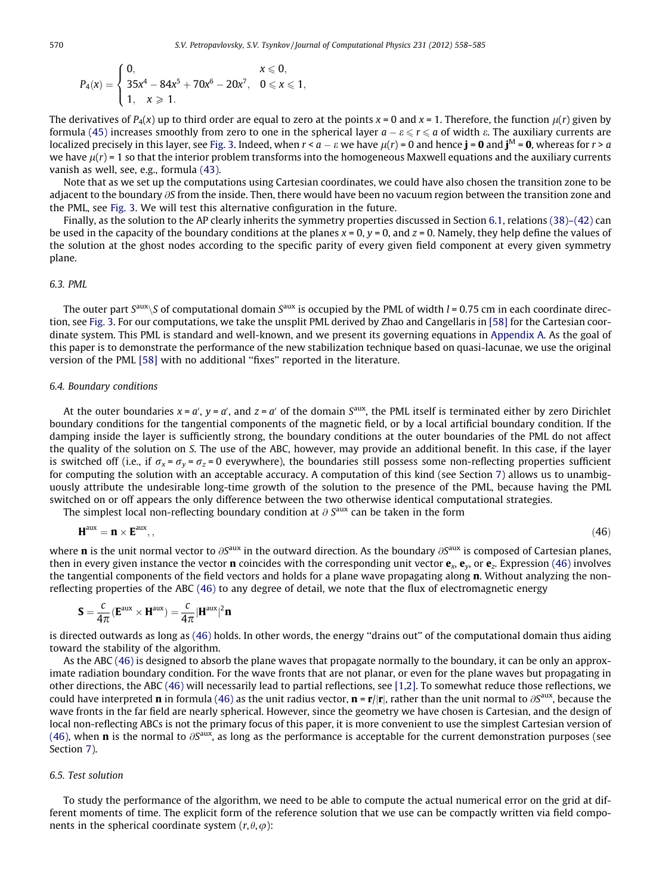$$
P_4(x) = \begin{cases} 0, & x \leqslant 0, \\ 35x^4 - 84x^5 + 70x^6 - 20x^7, & 0 \leqslant x \leqslant 1, \\ 1, \quad x \geqslant 1. \end{cases}
$$

The derivatives of $P_4(x)$ up to third order are equal to zero at the points $x = 0$ and $x = 1$. Therefore, the function $\mu(r)$ given by formula (45) increases smoothly from zero to one in the spherical layer $a - \varepsilon \leqslant r \leqslant a$ of width $\varepsilon$. The auxiliary currents are localized precisely in this layer, see Fig. 3. Indeed, when $r < a - \varepsilon$ we have $\mu(r) = 0$ and hence $\mathbf{j} = \mathbf{0}$ and $\mathbf{j}^M = \mathbf{0}$, whereas for $r > a$ we have $\mu(r) = 1$ so that the interior problem transforms into the homogeneous Maxwell equations and the auxiliary currents vanish as well, see, e.g., formula (43).

Note that as we set up the computations using Cartesian coordinates, we could have also chosen the transition zone to be adjacent to the boundary $\partial S$ from the inside. Then, there would have been no vacuum region between the transition zone and the PML, see Fig. 3. We will test this alternative configuration in the future.

Finally, as the solution to the AP clearly inherits the symmetry properties discussed in Section 6.1, relations (38)–(42) can be used in the capacity of the boundary conditions at the planes $x = 0$, $y = 0$, and $z = 0$. Namely, they help define the values of the solution at the ghost nodes according to the specific parity of every given field component at every given symmetry plane.

### 6.3. PML

The outer part $S^{\text{aux}} \backslash S$ of computational domain $S^{\text{aux}}$ is occupied by the PML of width $l = 0.75$ cm in each coordinate direction, see Fig. 3. For our computations, we take the unsplit PML derived by Zhao and Cangellaris in [58] for the Cartesian coordinate system. This PML is standard and well-known, and we present its governing equations in Appendix A. As the goal of this paper is to demonstrate the performance of the new stabilization technique based on quasi-lacunae, we use the original version of the PML [58] with no additional "fixes" reported in the literature.

### 6.4. Boundary conditions

At the outer boundaries $x = a'$, $y = a'$, and $z = a'$ of the domain $S^{\text{aux}}$, the PML itself is terminated either by zero Dirichlet boundary conditions for the tangential components of the magnetic field, or by a local artificial boundary condition. If the damping inside the layer is sufficiently strong, the boundary conditions at the outer boundaries of the PML do not affect the quality of the solution on $S$. The use of the ABC, however, may provide an additional benefit. In this case, if the layer is switched off (i.e., if $\sigma_x = \sigma_y = \sigma_z = 0$ everywhere), the boundaries still possess some non-reflecting properties sufficient for computing the solution with an acceptable accuracy. A computation of this kind (see Section 7) allows us to unambiguously attribute the undesirable long-time growth of the solution to the presence of the PML, because having the PML switched on or off appears the only difference between the two otherwise identical computational strategies.

The simplest local non-reflecting boundary condition at $\partial S^{\text{aux}}$ can be taken in the form

$$
\mathbf{H}^{\text{aux}} = \mathbf{n} \times \mathbf{E}^{\text{aux}}, , \tag{46}
$$

where $\mathbf{n}$ is the unit normal vector to $\partial S^{\text{aux}}$ in the outward direction. As the boundary $\partial S^{\text{aux}}$ is composed of Cartesian planes, then in every given instance the vector $\mathbf{n}$ coincides with the corresponding unit vector $\mathbf{e}_x$, $\mathbf{e}_y$, or $\mathbf{e}_z$. Expression (46) involves the tangential components of the field vectors and holds for a plane wave propagating along $\mathbf{n}$. Without analyzing the non-reflecting properties of the ABC (46) to any degree of detail, we note that the flux of electromagnetic energy

$$
\mathbf{S} = \frac{c}{4\pi}(\mathbf{E}^{\text{aux}} \times \mathbf{H}^{\text{aux}}) = \frac{c}{4\pi}|\mathbf{H}^{\text{aux}}|^2 \mathbf{n}
$$

is directed outwards as long as (46) holds. In other words, the energy "drains out" of the computational domain thus aiding toward the stability of the algorithm.

As the ABC (46) is designed to absorb the plane waves that propagate normally to the boundary, it can be only an approximate radiation boundary condition. For the wave fronts that are not planar, or even for the plane waves but propagating in other directions, the ABC (46) will necessarily lead to partial reflections, see [1,2]. To somewhat reduce those reflections, we could have interpreted $\mathbf{n}$ in formula (46) as the unit radius vector, $\mathbf{n} = \mathbf{r}/|\mathbf{r}|$, rather than the unit normal to $\partial S^{\text{aux}}$, because the wave fronts in the far field are nearly spherical. However, since the geometry we have chosen is Cartesian, and the design of local non-reflecting ABCs is not the primary focus of this paper, it is more convenient to use the simplest Cartesian version of (46), when $\mathbf{n}$ is the normal to $\partial S^{\text{aux}}$, as long as the performance is acceptable for the current demonstration purposes (see Section 7).

### 6.5. Test solution

To study the performance of the algorithm, we need to be able to compute the actual numerical error on the grid at different moments of time. The explicit form of the reference solution that we use can be compactly written via field components in the spherical coordinate system $(r, \theta, \varphi)$: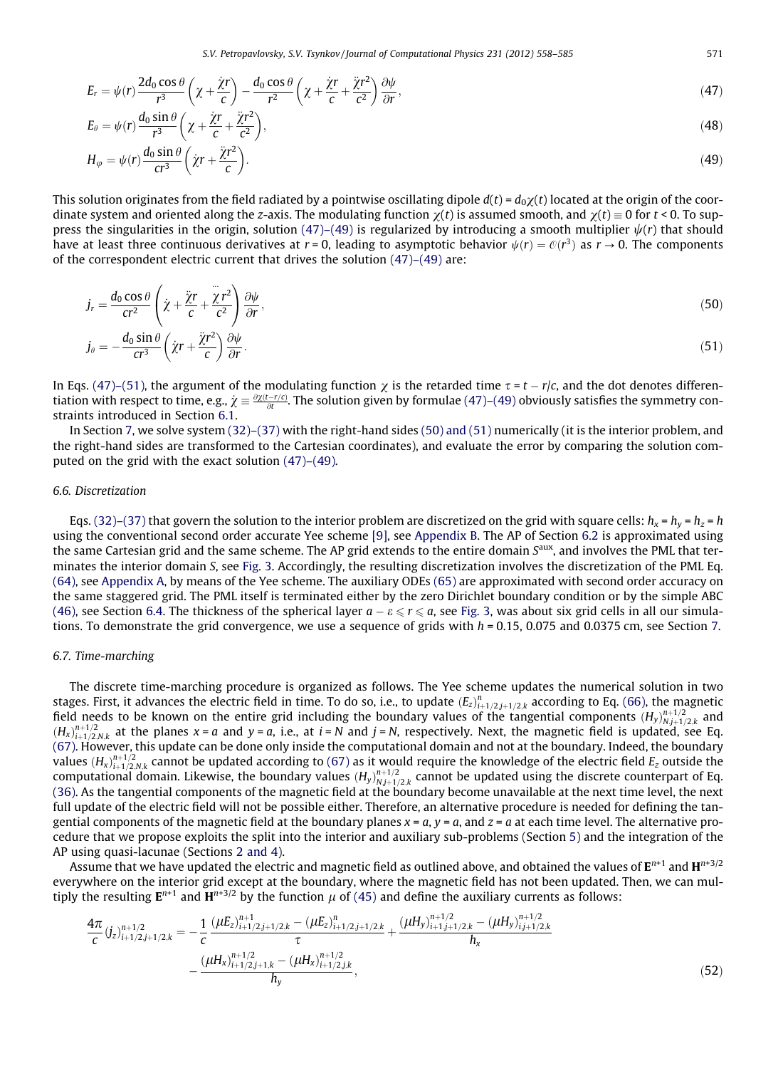$$E_r = \psi(r)\frac{2d_0\cos\theta}{r^3}\left(\chi + \frac{\dot{\chi}r}{c}\right) - \frac{d_0\cos\theta}{r^2}\left(\chi + \frac{\dot{\chi}r}{c} + \frac{\ddot{\chi}r^2}{c^2}\right)\frac{\partial\psi}{\partial r}, \tag{47}$$

$$E_\theta = \psi(r)\frac{d_0\sin\theta}{r^3}\left(\chi + \frac{\dot{\chi}r}{c} + \frac{\ddot{\chi}r^2}{c^2}\right), \tag{48}$$

$$H_\varphi = \psi(r)\frac{d_0\sin\theta}{cr^3}\left(\dot{\chi}r + \frac{\ddot{\chi}r^2}{c}\right). \tag{49}$$

This solution originates from the field radiated by a pointwise oscillating dipole $d(t) = d_0\chi(t)$ located at the origin of the coordinate system and oriented along the $z$-axis. The modulating function $\chi(t)$ is assumed smooth, and $\chi(t) \equiv 0$ for $t < 0$. To suppress the singularities in the origin, solution (47)–(49) is regularized by introducing a smooth multiplier $\psi(r)$ that should have at least three continuous derivatives at $r = 0$, leading to asymptotic behavior $\psi(r) = \mathcal{O}(r^3)$ as $r \to 0$. The components of the correspondent electric current that drives the solution (47)–(49) are:

$$j_r = \frac{d_0\cos\theta}{cr^2}\left(\dot{\chi} + \frac{\ddot{\chi}r}{c} + \frac{\dddot{\chi}r^2}{c^2}\right)\frac{\partial\psi}{\partial r}, \tag{50}$$

$$j_\theta = -\frac{d_0\sin\theta}{cr^3}\left(\dot{\chi}r + \frac{\ddot{\chi}r^2}{c}\right)\frac{\partial\psi}{\partial r}. \tag{51}$$

In Eqs. (47)–(51), the argument of the modulating function $\chi$ is the retarded time $\tau = t - r/c$, and the dot denotes differentiation with respect to time, e.g., $\dot{\chi} \equiv \frac{\partial\chi(t-r/c)}{\partial t}$. The solution given by formulae (47)–(49) obviously satisfies the symmetry constraints introduced in Section 6.1.

In Section 7, we solve system (32)–(37) with the right-hand sides (50) and (51) numerically (it is the interior problem, and the right-hand sides are transformed to the Cartesian coordinates), and evaluate the error by comparing the solution computed on the grid with the exact solution (47)–(49).

### 6.6. Discretization

Eqs. (32)–(37) that govern the solution to the interior problem are discretized on the grid with square cells: $h_x = h_y = h_z = h$ using the conventional second order accurate Yee scheme [9], see Appendix B. The AP of Section 6.2 is approximated using the same Cartesian grid and the same scheme. The AP grid extends to the entire domain $S^{\text{aux}}$, and involves the PML that terminates the interior domain $S$, see Fig. 3. Accordingly, the resulting discretization involves the discretization of the PML Eq. (64), see Appendix A, by means of the Yee scheme. The auxiliary ODEs (65) are approximated with second order accuracy on the same staggered grid. The PML itself is terminated either by the zero Dirichlet boundary condition or by the simple ABC (46), see Section 6.4. The thickness of the spherical layer $a - \varepsilon \leqslant r \leqslant a$, see Fig. 3, was about six grid cells in all our simulations. To demonstrate the grid convergence, we use a sequence of grids with $h = 0.15$, 0.075 and 0.0375 cm, see Section 7.

### 6.7. Time-marching

The discrete time-marching procedure is organized as follows. The Yee scheme updates the numerical solution in two stages. First, it advances the electric field in time. To do so, i.e., to update $(E_z)^n_{i+1/2,j+1/2,k}$ according to Eq. (66), the magnetic field needs to be known on the entire grid including the boundary values of the tangential components $(H_y)^{n+1/2}_{N,j+1/2,k}$ and $(H_x)^{n+1/2}_{i+1/2,N,k}$ at the planes $x = a$ and $y = a$, i.e., at $i = N$ and $j = N$, respectively. Next, the magnetic field is updated, see Eq. (67). However, this update can be done only inside the computational domain and not at the boundary. Indeed, the boundary values $(H_x)^{n+1/2}_{i+1/2,N,k}$ cannot be updated according to (67) as it would require the knowledge of the electric field $E_z$ outside the computational domain. Likewise, the boundary values $(H_y)^{n+1/2}_{N,j+1/2,k}$ cannot be updated using the discrete counterpart of Eq. (36). As the tangential components of the magnetic field at the boundary become unavailable at the next time level, the next full update of the electric field will not be possible either. Therefore, an alternative procedure is needed for defining the tangential components of the magnetic field at the boundary planes $x = a$, $y = a$, and $z = a$ at each time level. The alternative procedure that we propose exploits the split into the interior and auxiliary sub-problems (Section 5) and the integration of the AP using quasi-lacunae (Sections 2 and 4).

Assume that we have updated the electric and magnetic field as outlined above, and obtained the values of $\mathbf{E}^{n+1}$ and $\mathbf{H}^{n+3/2}$ everywhere on the interior grid except at the boundary, where the magnetic field has not been updated. Then, we can multiply the resulting $\mathbf{E}^{n+1}$ and $\mathbf{H}^{n+3/2}$ by the function $\mu$ of (45) and define the auxiliary currents as follows:

$$\begin{aligned}\frac{4\pi}{c}(j_z)^{n+1/2}_{i+1/2,j+1/2,k} = &-\frac{1}{c}\frac{(\mu E_z)^{n+1}_{i+1/2,j+1/2,k} - (\mu E_z)^{n}_{i+1/2,j+1/2,k}}{\tau} + \frac{(\mu H_y)^{n+1/2}_{i+1,j+1/2,k} - (\mu H_y)^{n+1/2}_{i,j+1/2,k}}{h_x} \\ &- \frac{(\mu H_x)^{n+1/2}_{i+1/2,j+1,k} - (\mu H_x)^{n+1/2}_{i+1/2,j,k}}{h_y},\end{aligned} \tag{52}$$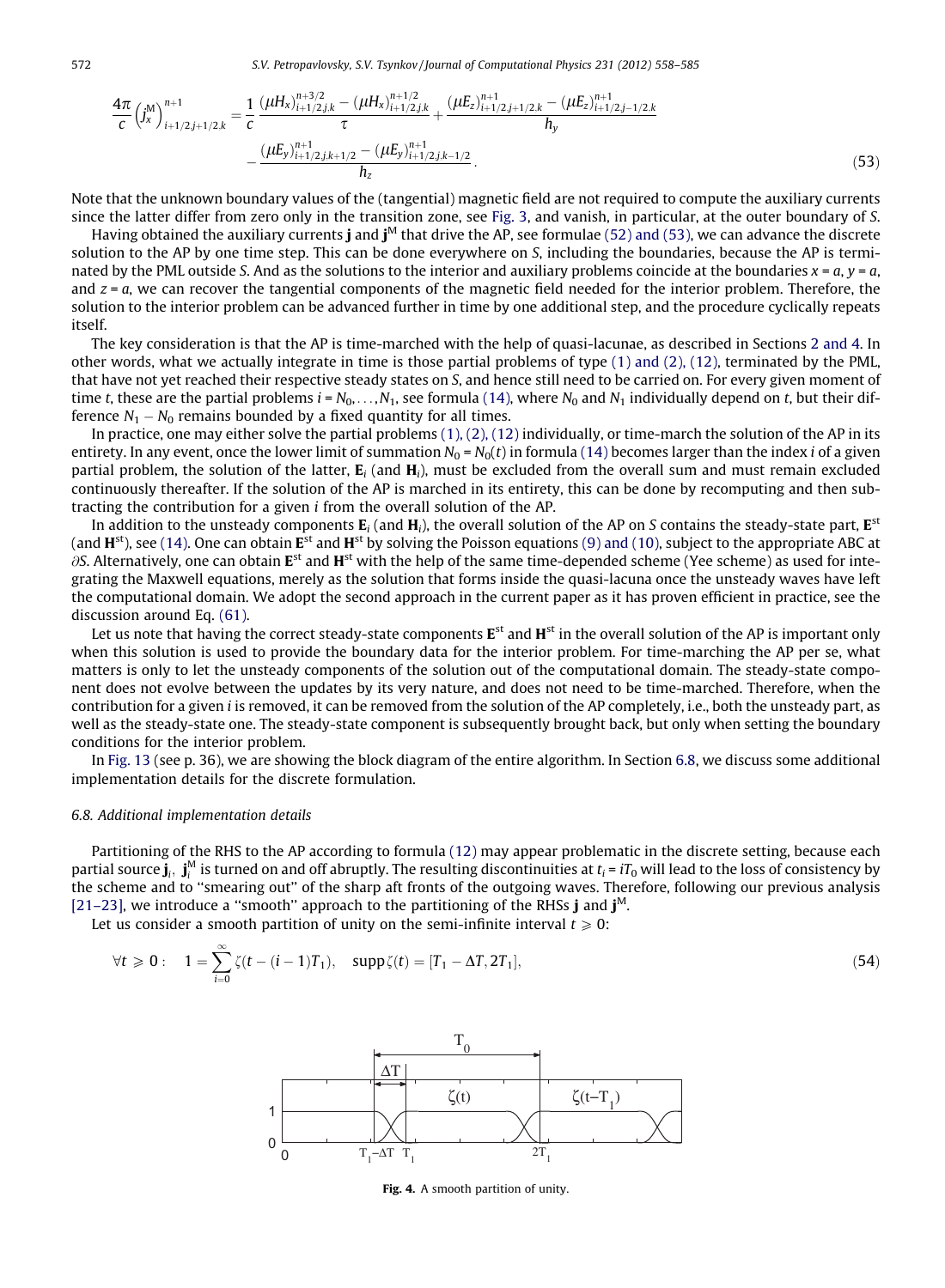$$\frac{4\pi}{c}\left(j_x^{\mathrm{M}}\right)^{n+1}_{i+1/2,j+1/2,k} = \frac{1}{c}\,\frac{(\mu H_x)^{n+3/2}_{i+1/2,j,k} - (\mu H_x)^{n+1/2}_{i+1/2,j,k}}{\tau} + \frac{(\mu E_z)^{n+1}_{i+1/2,j+1/2,k} - (\mu E_z)^{n+1}_{i+1/2,j-1/2,k}}{h_y} - \frac{(\mu E_y)^{n+1}_{i+1/2,j,k+1/2} - (\mu E_y)^{n+1}_{i+1/2,j,k-1/2}}{h_z}. \tag{53}$$

Note that the unknown boundary values of the (tangential) magnetic field are not required to compute the auxiliary currents since the latter differ from zero only in the transition zone, see Fig. 3, and vanish, in particular, at the outer boundary of $S$.

Having obtained the auxiliary currents $\mathbf{j}$ and $\mathbf{j}^{\mathrm{M}}$ that drive the AP, see formulae (52) and (53), we can advance the discrete solution to the AP by one time step. This can be done everywhere on $S$, including the boundaries, because the AP is terminated by the PML outside $S$. And as the solutions to the interior and auxiliary problems coincide at the boundaries $x = a$, $y = a$, and $z = a$, we can recover the tangential components of the magnetic field needed for the interior problem. Therefore, the solution to the interior problem can be advanced further in time by one additional step, and the procedure cyclically repeats itself.

The key consideration is that the AP is time-marched with the help of quasi-lacunae, as described in Sections 2 and 4. In other words, what we actually integrate in time is those partial problems of type (1) and (2), (12), terminated by the PML, that have not yet reached their respective steady states on $S$, and hence still need to be carried on. For every given moment of time $t$, these are the partial problems $i = N_0, \ldots, N_1$, see formula (14), where $N_0$ and $N_1$ individually depend on $t$, but their difference $N_1 - N_0$ remains bounded by a fixed quantity for all times.

In practice, one may either solve the partial problems (1), (2), (12) individually, or time-march the solution of the AP in its entirety. In any event, once the lower limit of summation $N_0 = N_0(t)$ in formula (14) becomes larger than the index $i$ of a given partial problem, the solution of the latter, $\mathbf{E}_i$ (and $\mathbf{H}_i$), must be excluded from the overall sum and must remain excluded continuously thereafter. If the solution of the AP is marched in its entirety, this can be done by recomputing and then subtracting the contribution for a given $i$ from the overall solution of the AP.

In addition to the unsteady components $\mathbf{E}_i$ (and $\mathbf{H}_i$), the overall solution of the AP on $S$ contains the steady-state part, $\mathbf{E}^{\mathrm{st}}$ (and $\mathbf{H}^{\mathrm{st}}$), see (14). One can obtain $\mathbf{E}^{\mathrm{st}}$ and $\mathbf{H}^{\mathrm{st}}$ by solving the Poisson equations (9) and (10), subject to the appropriate ABC at $\partial S$. Alternatively, one can obtain $\mathbf{E}^{\mathrm{st}}$ and $\mathbf{H}^{\mathrm{st}}$ with the help of the same time-depended scheme (Yee scheme) as used for integrating the Maxwell equations, merely as the solution that forms inside the quasi-lacuna once the unsteady waves have left the computational domain. We adopt the second approach in the current paper as it has proven efficient in practice, see the discussion around Eq. (61).

Let us note that having the correct steady-state components $\mathbf{E}^{\mathrm{st}}$ and $\mathbf{H}^{\mathrm{st}}$ in the overall solution of the AP is important only when this solution is used to provide the boundary data for the interior problem. For time-marching the AP per se, what matters is only to let the unsteady components of the solution out of the computational domain. The steady-state component does not evolve between the updates by its very nature, and does not need to be time-marched. Therefore, when the contribution for a given $i$ is removed, it can be removed from the solution of the AP completely, i.e., both the unsteady part, as well as the steady-state one. The steady-state component is subsequently brought back, but only when setting the boundary conditions for the interior problem.

In Fig. 13 (see p. 36), we are showing the block diagram of the entire algorithm. In Section 6.8, we discuss some additional implementation details for the discrete formulation.

### 6.8. Additional implementation details

Partitioning of the RHS to the AP according to formula (12) may appear problematic in the discrete setting, because each partial source $\mathbf{j}_i$, $\mathbf{j}_i^{\mathrm{M}}$ is turned on and off abruptly. The resulting discontinuities at $t_i = iT_0$ will lead to the loss of consistency by the scheme and to "smearing out" of the sharp aft fronts of the outgoing waves. Therefore, following our previous analysis [21–23], we introduce a "smooth" approach to the partitioning of the RHSs $\mathbf{j}$ and $\mathbf{j}^{\mathrm{M}}$.

Let us consider a smooth partition of unity on the semi-infinite interval $t \geqslant 0$:

$$\forall t \geqslant 0: \quad 1 = \sum_{i=0}^{\infty} \zeta(t - (i-1)T_1), \quad \operatorname{supp}\zeta(t) = [T_1 - \Delta T, 2T_1], \tag{54}$$

Fig. 4. A smooth partition of unity.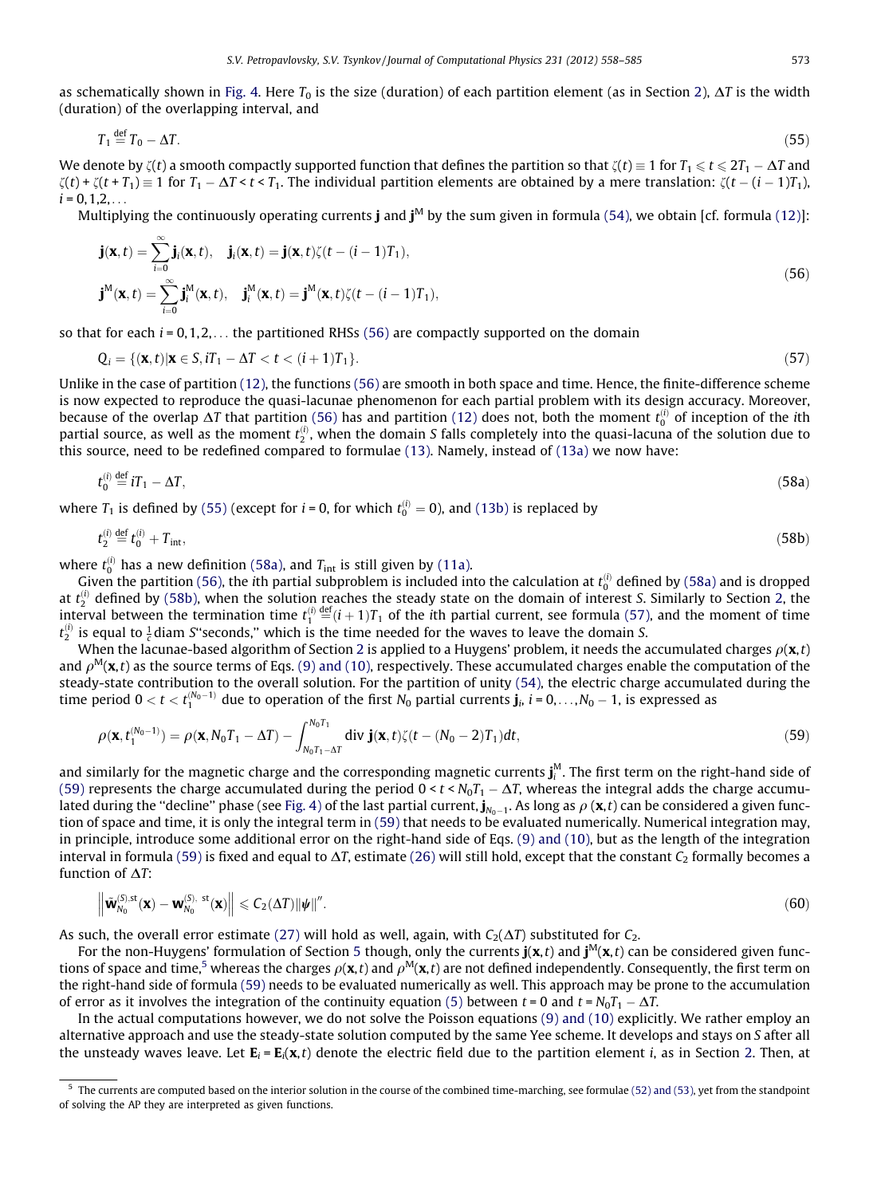as schematically shown in Fig. 4. Here $T_0$ is the size (duration) of each partition element (as in Section 2), $\Delta T$ is the width (duration) of the overlapping interval, and

$$T_1 \stackrel{\text{def}}{=} T_0 - \Delta T. \tag{55}$$

We denote by $\zeta(t)$ a smooth compactly supported function that defines the partition so that $\zeta(t) \equiv 1$ for $T_1 \leqslant t \leqslant 2T_1 - \Delta T$ and $\zeta(t) + \zeta(t + T_1) \equiv 1$ for $T_1 - \Delta T < t < T_1$. The individual partition elements are obtained by a mere translation: $\zeta(t - (i-1)T_1)$, $i = 0, 1, 2, \ldots$

Multiplying the continuously operating currents $\mathbf{j}$ and $\mathbf{j}^{\mathrm{M}}$ by the sum given in formula (54), we obtain [cf. formula (12)]:

$$\begin{aligned}
&\mathbf{j}(\mathbf{x},t) = \sum_{i=0}^{\infty} \mathbf{j}_i(\mathbf{x},t), \quad \mathbf{j}_i(\mathbf{x},t) = \mathbf{j}(\mathbf{x},t)\zeta(t-(i-1)T_1), \\
&\mathbf{j}^{\mathrm{M}}(\mathbf{x},t) = \sum_{i=0}^{\infty} \mathbf{j}_i^{\mathrm{M}}(\mathbf{x},t), \quad \mathbf{j}_i^{\mathrm{M}}(\mathbf{x},t) = \mathbf{j}^{\mathrm{M}}(\mathbf{x},t)\zeta(t-(i-1)T_1),
\end{aligned} \tag{56}$$

so that for each $i = 0, 1, 2, \ldots$ the partitioned RHSs (56) are compactly supported on the domain

$$Q_i = \{(\mathbf{x},t) | \mathbf{x} \in S, iT_1 - \Delta T < t < (i+1)T_1\}. \tag{57}$$

Unlike in the case of partition (12), the functions (56) are smooth in both space and time. Hence, the finite-difference scheme is now expected to reproduce the quasi-lacunae phenomenon for each partial problem with its design accuracy. Moreover, because of the overlap $\Delta T$ that partition (56) has and partition (12) does not, both the moment $t_0^{(i)}$ of inception of the $i$th partial source, as well as the moment $t_2^{(i)}$, when the domain $S$ falls completely into the quasi-lacuna of the solution due to this source, need to be redefined compared to formulae (13). Namely, instead of (13a) we now have:

$$t_0^{(i)} \stackrel{\text{def}}{=} iT_1 - \Delta T, \tag{58a}$$

where $T_1$ is defined by (55) (except for $i = 0$, for which $t_0^{(i)} = 0$), and (13b) is replaced by

$$t_2^{(i)} \stackrel{\text{def}}{=} t_0^{(i)} + T_{\text{int}}, \tag{58b}$$

where $t_0^{(i)}$ has a new definition (58a), and $T_{\text{int}}$ is still given by (11a).

Given the partition (56), the $i$th partial subproblem is included into the calculation at $t_0^{(i)}$ defined by (58a) and is dropped at $t_2^{(i)}$ defined by (58b), when the solution reaches the steady state on the domain of interest $S$. Similarly to Section 2, the interval between the termination time $t_1^{(i)} \stackrel{\text{def}}{=} (i+1)T_1$ of the $i$th partial current, see formula (57), and the moment of time $t_2^{(i)}$ is equal to $\frac{1}{c}$diam $S$"seconds," which is the time needed for the waves to leave the domain $S$.

When the lacunae-based algorithm of Section 2 is applied to a Huygens' problem, it needs the accumulated charges $\rho(\mathbf{x},t)$ and $\rho^{\mathrm{M}}(\mathbf{x},t)$ as the source terms of Eqs. (9) and (10), respectively. These accumulated charges enable the computation of the steady-state contribution to the overall solution. For the partition of unity (54), the electric charge accumulated during the time period $0 < t < t_1^{(N_0-1)}$ due to operation of the first $N_0$ partial currents $\mathbf{j}_i$, $i = 0, \ldots, N_0 - 1$, is expressed as

$$\rho(\mathbf{x}, t_1^{(N_0-1)}) = \rho(\mathbf{x}, N_0T_1 - \Delta T) - \int_{N_0T_1-\Delta T}^{N_0T_1} \operatorname{div} \mathbf{j}(\mathbf{x},t)\zeta(t-(N_0-2)T_1)dt, \tag{59}$$

and similarly for the magnetic charge and the corresponding magnetic currents $\mathbf{j}_i^{\mathrm{M}}$. The first term on the right-hand side of (59) represents the charge accumulated during the period $0 < t < N_0T_1 - \Delta T$, whereas the integral adds the charge accumulated during the "decline" phase (see Fig. 4) of the last partial current, $\mathbf{j}_{N_0-1}$. As long as $\rho(\mathbf{x},t)$ can be considered a given function of space and time, it is only the integral term in (59) that needs to be evaluated numerically. Numerical integration may, in principle, introduce some additional error on the right-hand side of Eqs. (9) and (10), but as the length of the integration interval in formula (59) is fixed and equal to $\Delta T$, estimate (26) will still hold, except that the constant $C_2$ formally becomes a function of $\Delta T$:

$$\left\| \tilde{\mathbf{w}}_{N_0}^{(S),\text{st}}(\mathbf{x}) - \mathbf{w}_{N_0}^{(S),\ \text{st}}(\mathbf{x}) \right\| \leqslant C_2(\Delta T)\|\psi\|''. \tag{60}$$

As such, the overall error estimate (27) will hold as well, again, with $C_2(\Delta T)$ substituted for $C_2$.

For the non-Huygens' formulation of Section 5 though, only the currents $\mathbf{j}(\mathbf{x},t)$ and $\mathbf{j}^{\mathrm{M}}(\mathbf{x},t)$ can be considered given functions of space and time,[5] whereas the charges $\rho(\mathbf{x},t)$ and $\rho^{\mathrm{M}}(\mathbf{x},t)$ are not defined independently. Consequently, the first term on the right-hand side of formula (59) needs to be evaluated numerically as well. This approach may be prone to the accumulation of error as it involves the integration of the continuity equation (5) between $t = 0$ and $t = N_0T_1 - \Delta T$.

In the actual computations however, we do not solve the Poisson equations (9) and (10) explicitly. We rather employ an alternative approach and use the steady-state solution computed by the same Yee scheme. It develops and stays on $S$ after all the unsteady waves leave. Let $\mathbf{E}_i = \mathbf{E}_i(\mathbf{x},t)$ denote the electric field due to the partition element $i$, as in Section 2. Then, at

[5] The currents are computed based on the interior solution in the course of the combined time-marching, see formulae (52) and (53), yet from the standpoint of solving the AP they are interpreted as given functions.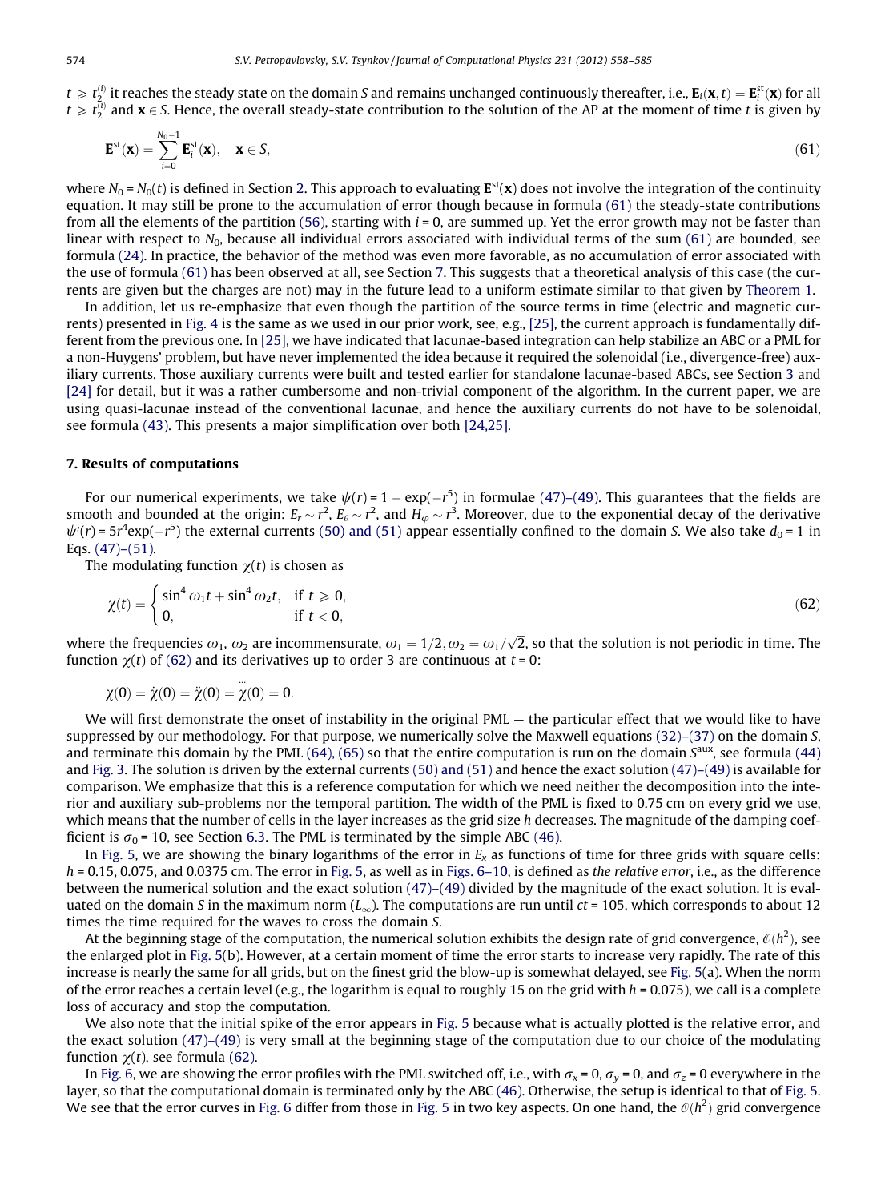$t \geqslant t_2^{(i)}$ it reaches the steady state on the domain $S$ and remains unchanged continuously thereafter, i.e., $\mathbf{E}_i(\mathbf{x},t) = \mathbf{E}_i^{\rm st}(\mathbf{x})$ for all $t \geqslant t_2^{(i)}$ and $\mathbf{x} \in S$. Hence, the overall steady-state contribution to the solution of the AP at the moment of time $t$ is given by

$$\mathbf{E}^{\rm st}(\mathbf{x}) = \sum_{i=0}^{N_0-1} \mathbf{E}_i^{\rm st}(\mathbf{x}), \quad \mathbf{x} \in S, \tag{61}$$

where $N_0 = N_0(t)$ is defined in Section 2. This approach to evaluating $\mathbf{E}^{\rm st}(\mathbf{x})$ does not involve the integration of the continuity equation. It may still be prone to the accumulation of error though because in formula (61) the steady-state contributions from all the elements of the partition (56), starting with $i = 0$, are summed up. Yet the error growth may not be faster than linear with respect to $N_0$, because all individual errors associated with individual terms of the sum (61) are bounded, see formula (24). In practice, the behavior of the method was even more favorable, as no accumulation of error associated with the use of formula (61) has been observed at all, see Section 7. This suggests that a theoretical analysis of this case (the currents are given but the charges are not) may in the future lead to a uniform estimate similar to that given by Theorem 1.

In addition, let us re-emphasize that even though the partition of the source terms in time (electric and magnetic currents) presented in Fig. 4 is the same as we used in our prior work, see, e.g., [25], the current approach is fundamentally different from the previous one. In [25], we have indicated that lacunae-based integration can help stabilize an ABC or a PML for a non-Huygens' problem, but have never implemented the idea because it required the solenoidal (i.e., divergence-free) auxiliary currents. Those auxiliary currents were built and tested earlier for standalone lacunae-based ABCs, see Section 3 and [24] for detail, but it was a rather cumbersome and non-trivial component of the algorithm. In the current paper, we are using quasi-lacunae instead of the conventional lacunae, and hence the auxiliary currents do not have to be solenoidal, see formula (43). This presents a major simplification over both [24,25].

## 7. Results of computations

For our numerical experiments, we take $\psi(r) = 1 - \exp(-r^5)$ in formulae (47)–(49). This guarantees that the fields are smooth and bounded at the origin: $E_r \sim r^2$, $E_\theta \sim r^2$, and $H_\varphi \sim r^3$. Moreover, due to the exponential decay of the derivative $\psi'(r) = 5r^4\exp(-r^5)$ the external currents (50) and (51) appear essentially confined to the domain $S$. We also take $d_0 = 1$ in Eqs. (47)–(51).

The modulating function $\chi(t)$ is chosen as

$$\chi(t) = \begin{cases} \sin^4 \omega_1 t + \sin^4 \omega_2 t, & \text{if } t \geqslant 0, \\ 0, & \text{if } t < 0, \end{cases} \tag{62}$$

where the frequencies $\omega_1$, $\omega_2$ are incommensurate, $\omega_1 = 1/2, \omega_2 = \omega_1/\sqrt{2}$, so that the solution is not periodic in time. The function $\chi(t)$ of (62) and its derivatives up to order 3 are continuous at $t = 0$:

$$\chi(0) = \dot{\chi}(0) = \ddot{\chi}(0) = \dddot{\chi}(0) = 0.$$

We will first demonstrate the onset of instability in the original PML — the particular effect that we would like to have suppressed by our methodology. For that purpose, we numerically solve the Maxwell equations (32)–(37) on the domain $S$, and terminate this domain by the PML (64), (65) so that the entire computation is run on the domain $S^{\rm aux}$, see formula (44) and Fig. 3. The solution is driven by the external currents (50) and (51) and hence the exact solution (47)–(49) is available for comparison. We emphasize that this is a reference computation for which we need neither the decomposition into the interior and auxiliary sub-problems nor the temporal partition. The width of the PML is fixed to 0.75 cm on every grid we use, which means that the number of cells in the layer increases as the grid size $h$ decreases. The magnitude of the damping coefficient is $\sigma_0 = 10$, see Section 6.3. The PML is terminated by the simple ABC (46).

In Fig. 5, we are showing the binary logarithms of the error in $E_x$ as functions of time for three grids with square cells: $h = 0.15$, 0.075, and 0.0375 cm. The error in Fig. 5, as well as in Figs. 6–10, is defined as *the relative error*, i.e., as the difference between the numerical solution and the exact solution (47)–(49) divided by the magnitude of the exact solution. It is evaluated on the domain $S$ in the maximum norm ($L_\infty$). The computations are run until $ct = 105$, which corresponds to about 12 times the time required for the waves to cross the domain $S$.

At the beginning stage of the computation, the numerical solution exhibits the design rate of grid convergence, $\mathcal{O}(h^2)$, see the enlarged plot in Fig. 5(b). However, at a certain moment of time the error starts to increase very rapidly. The rate of this increase is nearly the same for all grids, but on the finest grid the blow-up is somewhat delayed, see Fig. 5(a). When the norm of the error reaches a certain level (e.g., the logarithm is equal to roughly 15 on the grid with $h = 0.075$), we call is a complete loss of accuracy and stop the computation.

We also note that the initial spike of the error appears in Fig. 5 because what is actually plotted is the relative error, and the exact solution (47)–(49) is very small at the beginning stage of the computation due to our choice of the modulating function $\chi(t)$, see formula (62).

In Fig. 6, we are showing the error profiles with the PML switched off, i.e., with $\sigma_x = 0$, $\sigma_y = 0$, and $\sigma_z = 0$ everywhere in the layer, so that the computational domain is terminated only by the ABC (46). Otherwise, the setup is identical to that of Fig. 5. We see that the error curves in Fig. 6 differ from those in Fig. 5 in two key aspects. On one hand, the $\mathcal{O}(h^2)$ grid convergence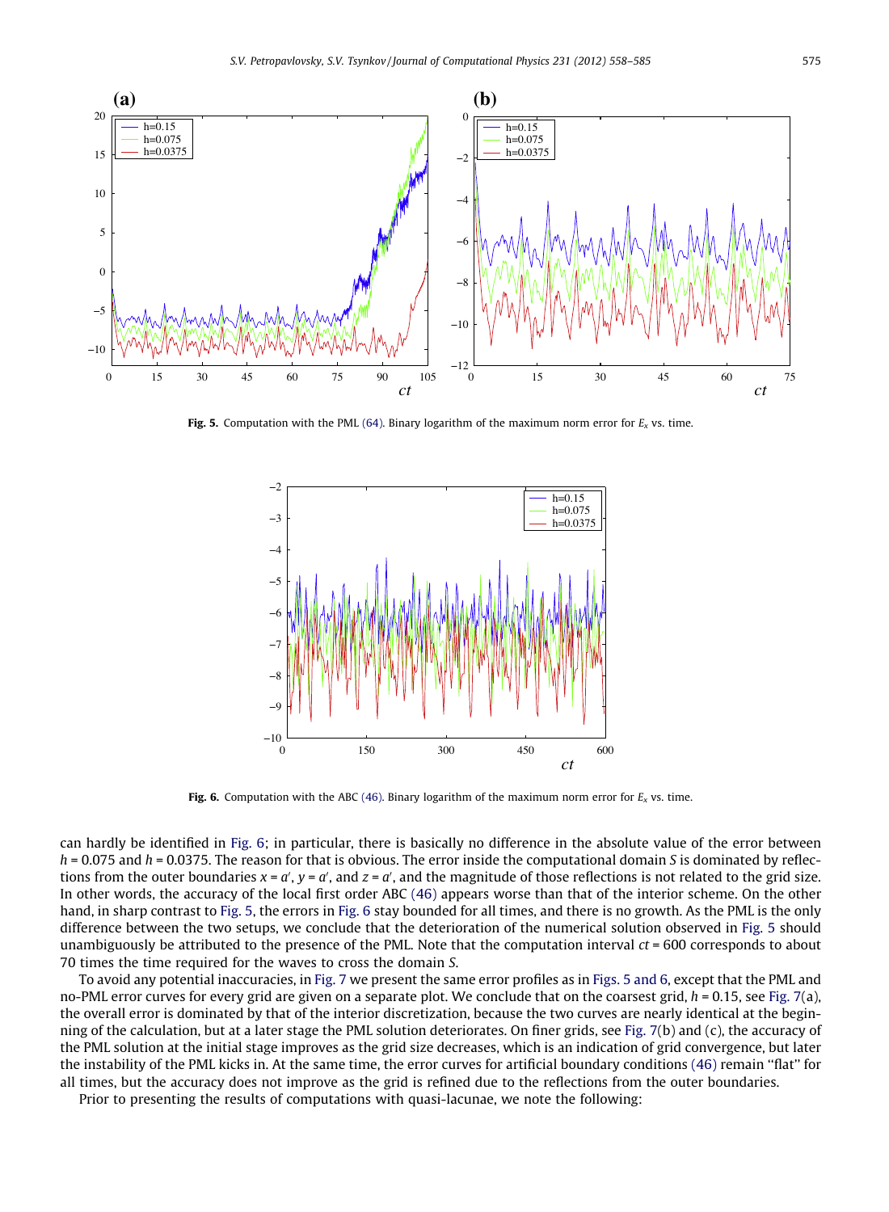**Fig. 5.** Computation with the PML (64). Binary logarithm of the maximum norm error for $E_x$ vs. time.

**Fig. 6.** Computation with the ABC (46). Binary logarithm of the maximum norm error for $E_x$ vs. time.

can hardly be identified in Fig. 6; in particular, there is basically no difference in the absolute value of the error between $h = 0.075$ and $h = 0.0375$. The reason for that is obvious. The error inside the computational domain $S$ is dominated by reflections from the outer boundaries $x = a'$, $y = a'$, and $z = a'$, and the magnitude of those reflections is not related to the grid size. In other words, the accuracy of the local first order ABC (46) appears worse than that of the interior scheme. On the other hand, in sharp contrast to Fig. 5, the errors in Fig. 6 stay bounded for all times, and there is no growth. As the PML is the only difference between the two setups, we conclude that the deterioration of the numerical solution observed in Fig. 5 should unambiguously be attributed to the presence of the PML. Note that the computation interval $ct = 600$ corresponds to about 70 times the time required for the waves to cross the domain $S$.

To avoid any potential inaccuracies, in Fig. 7 we present the same error profiles as in Figs. 5 and 6, except that the PML and no-PML error curves for every grid are given on a separate plot. We conclude that on the coarsest grid, $h = 0.15$, see Fig. 7(a), the overall error is dominated by that of the interior discretization, because the two curves are nearly identical at the beginning of the calculation, but at a later stage the PML solution deteriorates. On finer grids, see Fig. 7(b) and (c), the accuracy of the PML solution at the initial stage improves as the grid size decreases, which is an indication of grid convergence, but later the instability of the PML kicks in. At the same time, the error curves for artificial boundary conditions (46) remain "flat" for all times, but the accuracy does not improve as the grid is refined due to the reflections from the outer boundaries.

Prior to presenting the results of computations with quasi-lacunae, we note the following: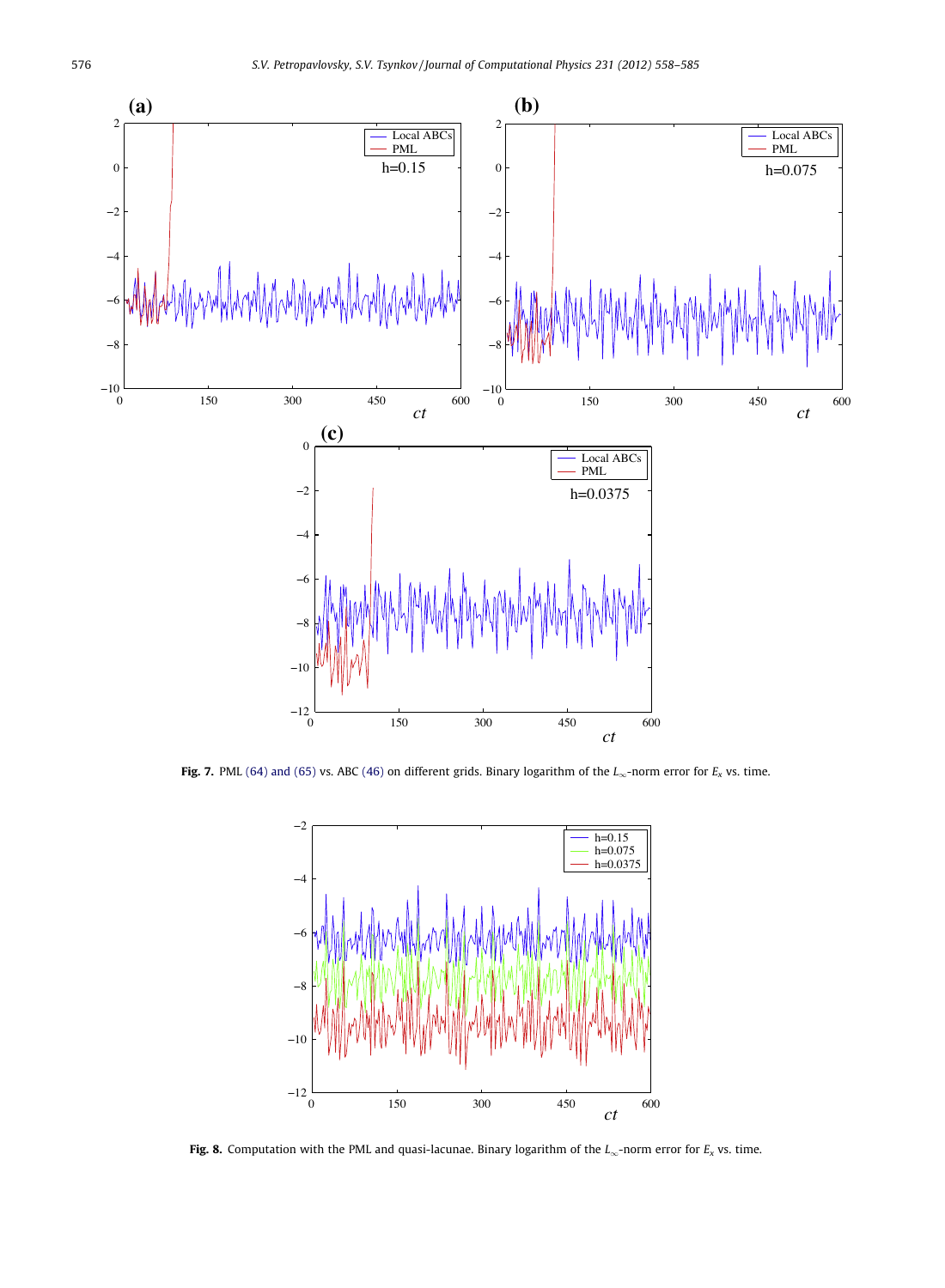**Fig. 7.** PML (64) and (65) vs. ABC (46) on different grids. Binary logarithm of the $L_\infty$-norm error for $E_x$ vs. time.

**Fig. 8.** Computation with the PML and quasi-lacunae. Binary logarithm of the $L_\infty$-norm error for $E_x$ vs. time.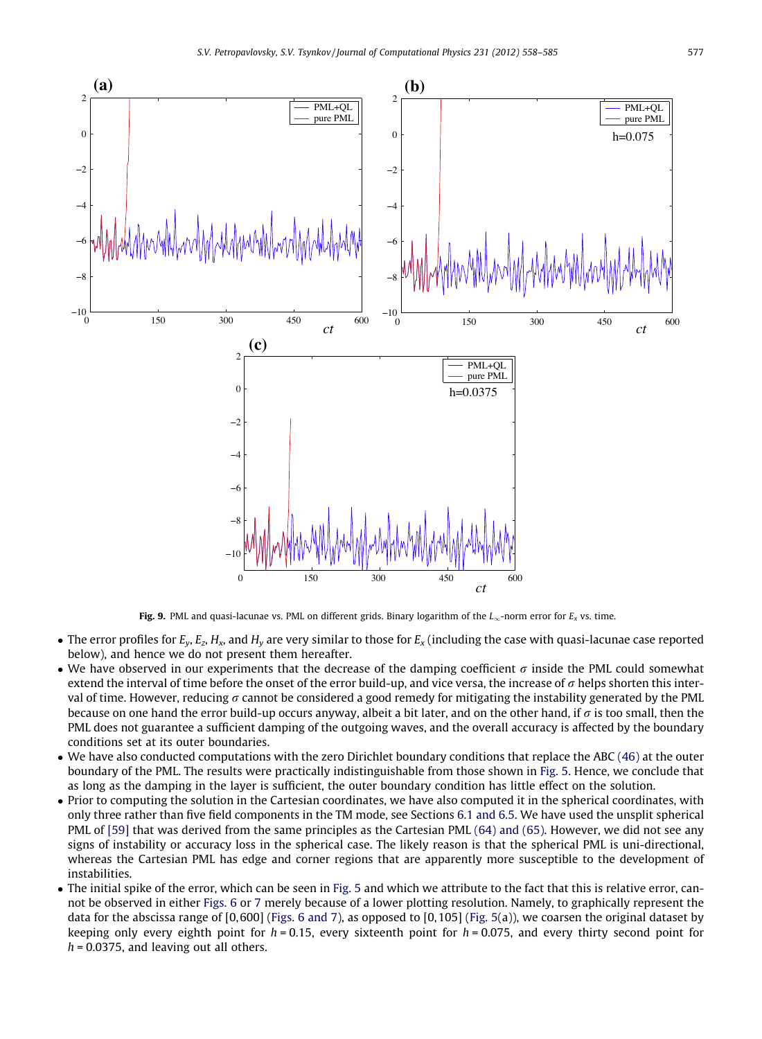**Fig. 9.** PML and quasi-lacunae vs. PML on different grids. Binary logarithm of the $L_\infty$-norm error for $E_x$ vs. time.

- The error profiles for $E_y$, $E_z$, $H_x$, and $H_y$ are very similar to those for $E_x$ (including the case with quasi-lacunae case reported below), and hence we do not present them hereafter.
- We have observed in our experiments that the decrease of the damping coefficient $\sigma$ inside the PML could somewhat extend the interval of time before the onset of the error build-up, and vice versa, the increase of $\sigma$ helps shorten this interval of time. However, reducing $\sigma$ cannot be considered a good remedy for mitigating the instability generated by the PML because on one hand the error build-up occurs anyway, albeit a bit later, and on the other hand, if $\sigma$ is too small, then the PML does not guarantee a sufficient damping of the outgoing waves, and the overall accuracy is affected by the boundary conditions set at its outer boundaries.
- We have also conducted computations with the zero Dirichlet boundary conditions that replace the ABC (46) at the outer boundary of the PML. The results were practically indistinguishable from those shown in Fig. 5. Hence, we conclude that as long as the damping in the layer is sufficient, the outer boundary condition has little effect on the solution.
- Prior to computing the solution in the Cartesian coordinates, we have also computed it in the spherical coordinates, with only three rather than five field components in the TM mode, see Sections 6.1 and 6.5. We have used the unsplit spherical PML of [59] that was derived from the same principles as the Cartesian PML (64) and (65). However, we did not see any signs of instability or accuracy loss in the spherical case. The likely reason is that the spherical PML is uni-directional, whereas the Cartesian PML has edge and corner regions that are apparently more susceptible to the development of instabilities.
- The initial spike of the error, which can be seen in Fig. 5 and which we attribute to the fact that this is relative error, cannot be observed in either Figs. 6 or 7 merely because of a lower plotting resolution. Namely, to graphically represent the data for the abscissa range of [0,600] (Figs. 6 and 7), as opposed to [0,105] (Fig. 5(a)), we coarsen the original dataset by keeping only every eighth point for $h = 0.15$, every sixteenth point for $h = 0.075$, and every thirty second point for $h = 0.0375$, and leaving out all others.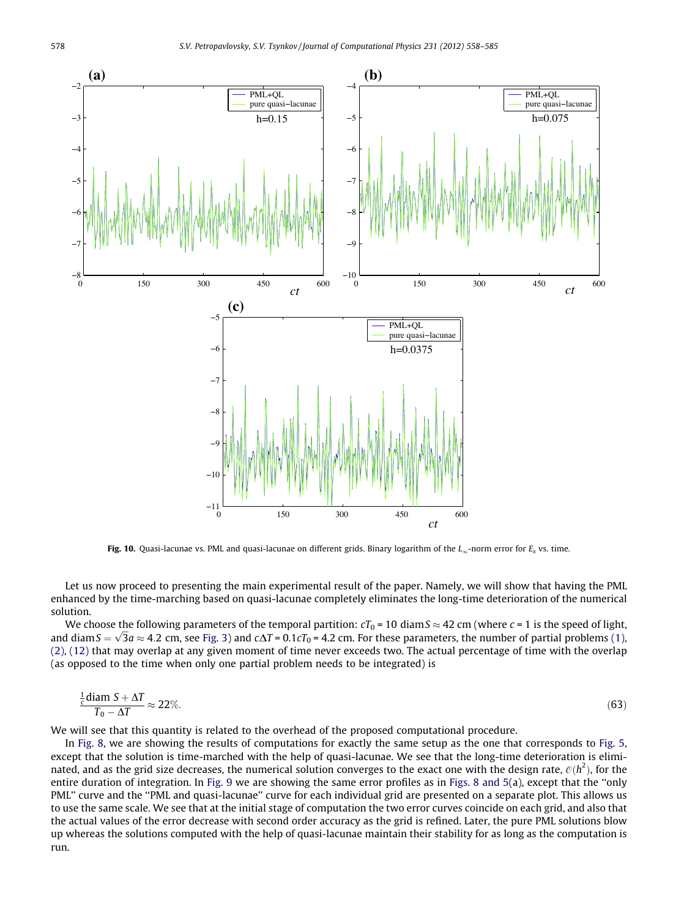**Fig. 10.** Quasi-lacunae vs. PML and quasi-lacunae on different grids. Binary logarithm of the $L_\infty$-norm error for $E_x$ vs. time.

Let us now proceed to presenting the main experimental result of the paper. Namely, we will show that having the PML enhanced by the time-marching based on quasi-lacunae completely eliminates the long-time deterioration of the numerical solution.

We choose the following parameters of the temporal partition: $cT_0 = 10\ \mathrm{diam}\, S \approx 42$ cm (where $c = 1$ is the speed of light, and $\mathrm{diam}\, S = \sqrt{3}a \approx 4.2$ cm, see Fig. 3) and $c\Delta T = 0.1cT_0 = 4.2$ cm. For these parameters, the number of partial problems (1), (2), (12) that may overlap at any given moment of time never exceeds two. The actual percentage of time with the overlap (as opposed to the time when only one partial problem needs to be integrated) is

$$\frac{\frac{1}{c}\mathrm{diam}\ S + \Delta T}{T_0 - \Delta T} \approx 22\%. \tag{63}$$

We will see that this quantity is related to the overhead of the proposed computational procedure.

In Fig. 8, we are showing the results of computations for exactly the same setup as the one that corresponds to Fig. 5, except that the solution is time-marched with the help of quasi-lacunae. We see that the long-time deterioration is eliminated, and as the grid size decreases, the numerical solution converges to the exact one with the design rate, $\mathcal{O}(h^2)$, for the entire duration of integration. In Fig. 9 we are showing the same error profiles as in Figs. 8 and 5(a), except that the "only PML" curve and the "PML and quasi-lacunae" curve for each individual grid are presented on a separate plot. This allows us to use the same scale. We see that at the initial stage of computation the two error curves coincide on each grid, and also that the actual values of the error decrease with second order accuracy as the grid is refined. Later, the pure PML solutions blow up whereas the solutions computed with the help of quasi-lacunae maintain their stability for as long as the computation is run.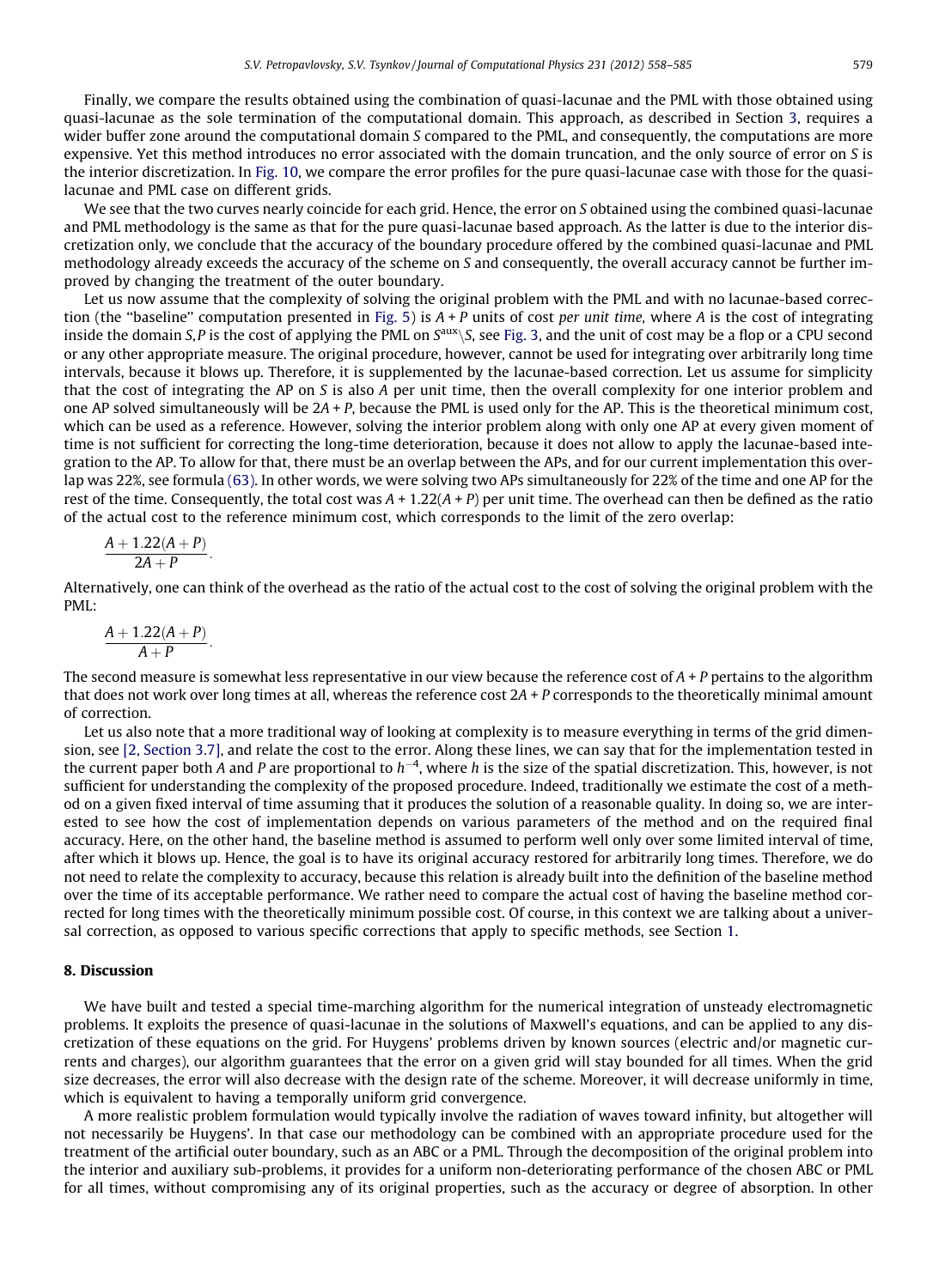Finally, we compare the results obtained using the combination of quasi-lacunae and the PML with those obtained using quasi-lacunae as the sole termination of the computational domain. This approach, as described in Section 3, requires a wider buffer zone around the computational domain $S$ compared to the PML, and consequently, the computations are more expensive. Yet this method introduces no error associated with the domain truncation, and the only source of error on $S$ is the interior discretization. In Fig. 10, we compare the error profiles for the pure quasi-lacunae case with those for the quasi-lacunae and PML case on different grids.

We see that the two curves nearly coincide for each grid. Hence, the error on $S$ obtained using the combined quasi-lacunae and PML methodology is the same as that for the pure quasi-lacunae based approach. As the latter is due to the interior discretization only, we conclude that the accuracy of the boundary procedure offered by the combined quasi-lacunae and PML methodology already exceeds the accuracy of the scheme on $S$ and consequently, the overall accuracy cannot be further improved by changing the treatment of the outer boundary.

Let us now assume that the complexity of solving the original problem with the PML and with no lacunae-based correction (the "baseline" computation presented in Fig. 5) is $A + P$ units of cost *per unit time,* where $A$ is the cost of integrating inside the domain $S, P$ is the cost of applying the PML on $S^{\text{aux}} \backslash S$, see Fig. 3, and the unit of cost may be a flop or a CPU second or any other appropriate measure. The original procedure, however, cannot be used for integrating over arbitrarily long time intervals, because it blows up. Therefore, it is supplemented by the lacunae-based correction. Let us assume for simplicity that the cost of integrating the AP on $S$ is also $A$ per unit time, then the overall complexity for one interior problem and one AP solved simultaneously will be $2A + P$, because the PML is used only for the AP. This is the theoretical minimum cost, which can be used as a reference. However, solving the interior problem along with only one AP at every given moment of time is not sufficient for correcting the long-time deterioration, because it does not allow to apply the lacunae-based integration to the AP. To allow for that, there must be an overlap between the APs, and for our current implementation this overlap was 22%, see formula (63). In other words, we were solving two APs simultaneously for 22% of the time and one AP for the rest of the time. Consequently, the total cost was $A + 1.22(A + P)$ per unit time. The overhead can then be defined as the ratio of the actual cost to the reference minimum cost, which corresponds to the limit of the zero overlap:

$$\frac{A + 1.22(A + P)}{2A + P}.$$

Alternatively, one can think of the overhead as the ratio of the actual cost to the cost of solving the original problem with the PML:

$$\frac{A + 1.22(A + P)}{A + P}.$$

The second measure is somewhat less representative in our view because the reference cost of $A + P$ pertains to the algorithm that does not work over long times at all, whereas the reference cost $2A + P$ corresponds to the theoretically minimal amount of correction.

Let us also note that a more traditional way of looking at complexity is to measure everything in terms of the grid dimension, see [2, Section 3.7], and relate the cost to the error. Along these lines, we can say that for the implementation tested in the current paper both $A$ and $P$ are proportional to $h^{-4}$, where $h$ is the size of the spatial discretization. This, however, is not sufficient for understanding the complexity of the proposed procedure. Indeed, traditionally we estimate the cost of a method on a given fixed interval of time assuming that it produces the solution of a reasonable quality. In doing so, we are interested to see how the cost of implementation depends on various parameters of the method and on the required final accuracy. Here, on the other hand, the baseline method is assumed to perform well only over some limited interval of time, after which it blows up. Hence, the goal is to have its original accuracy restored for arbitrarily long times. Therefore, we do not need to relate the complexity to accuracy, because this relation is already built into the definition of the baseline method over the time of its acceptable performance. We rather need to compare the actual cost of having the baseline method corrected for long times with the theoretically minimum possible cost. Of course, in this context we are talking about a universal correction, as opposed to various specific corrections that apply to specific methods, see Section 1.

## 8. Discussion

We have built and tested a special time-marching algorithm for the numerical integration of unsteady electromagnetic problems. It exploits the presence of quasi-lacunae in the solutions of Maxwell's equations, and can be applied to any discretization of these equations on the grid. For Huygens' problems driven by known sources (electric and/or magnetic currents and charges), our algorithm guarantees that the error on a given grid will stay bounded for all times. When the grid size decreases, the error will also decrease with the design rate of the scheme. Moreover, it will decrease uniformly in time, which is equivalent to having a temporally uniform grid convergence.

A more realistic problem formulation would typically involve the radiation of waves toward infinity, but altogether will not necessarily be Huygens'. In that case our methodology can be combined with an appropriate procedure used for the treatment of the artificial outer boundary, such as an ABC or a PML. Through the decomposition of the original problem into the interior and auxiliary sub-problems, it provides for a uniform non-deteriorating performance of the chosen ABC or PML for all times, without compromising any of its original properties, such as the accuracy or degree of absorption. In other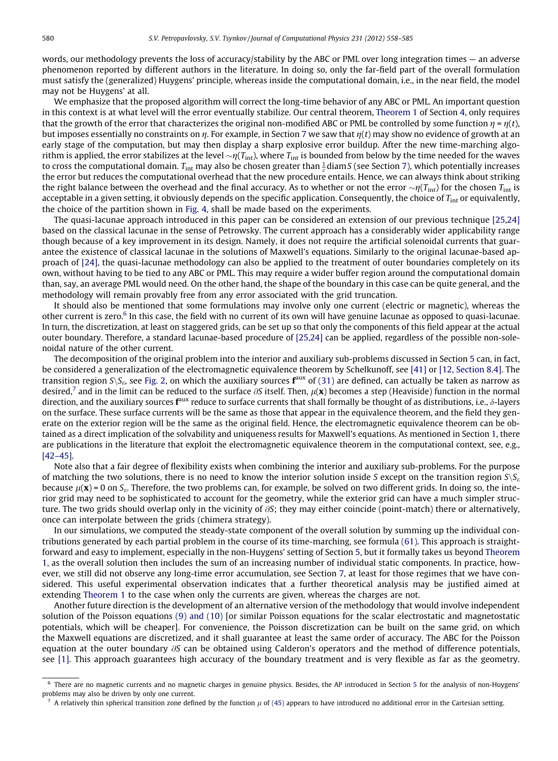words, our methodology prevents the loss of accuracy/stability by the ABC or PML over long integration times — an adverse phenomenon reported by different authors in the literature. In doing so, only the far-field part of the overall formulation must satisfy the (generalized) Huygens' principle, whereas inside the computational domain, i.e., in the near field, the model may not be Huygens' at all.

We emphasize that the proposed algorithm will correct the long-time behavior of any ABC or PML. An important question in this context is at what level will the error eventually stabilize. Our central theorem, Theorem 1 of Section 4, only requires that the growth of the error that characterizes the original non-modified ABC or PML be controlled by some function $\eta = \eta(t)$, but imposes essentially no constraints on $\eta$. For example, in Section 7 we saw that $\eta(t)$ may show no evidence of growth at an early stage of the computation, but may then display a sharp explosive error buildup. After the new time-marching algorithm is applied, the error stabilizes at the level $\sim\eta(T_{\text{int}})$, where $T_{\text{int}}$ is bounded from below by the time needed for the waves to cross the computational domain. $T_{\text{int}}$ may also be chosen greater than $\frac{1}{c}\text{diam}S$ (see Section 7), which potentially increases the error but reduces the computational overhead that the new procedure entails. Hence, we can always think about striking the right balance between the overhead and the final accuracy. As to whether or not the error $\sim\eta(T_{\text{int}})$ for the chosen $T_{\text{int}}$ is acceptable in a given setting, it obviously depends on the specific application. Consequently, the choice of $T_{\text{int}}$ or equivalently, the choice of the partition shown in Fig. 4, shall be made based on the experiments.

The quasi-lacunae approach introduced in this paper can be considered an extension of our previous technique [25,24] based on the classical lacunae in the sense of Petrowsky. The current approach has a considerably wider applicability range though because of a key improvement in its design. Namely, it does not require the artificial solenoidal currents that guarantee the existence of classical lacunae in the solutions of Maxwell's equations. Similarly to the original lacunae-based approach of [24], the quasi-lacunae methodology can also be applied to the treatment of outer boundaries completely on its own, without having to be tied to any ABC or PML. This may require a wider buffer region around the computational domain than, say, an average PML would need. On the other hand, the shape of the boundary in this case can be quite general, and the methodology will remain provably free from any error associated with the grid truncation.

It should also be mentioned that some formulations may involve only one current (electric or magnetic), whereas the other current is zero.[6] In this case, the field with no current of its own will have genuine lacunae as opposed to quasi-lacunae. In turn, the discretization, at least on staggered grids, can be set up so that only the components of this field appear at the actual outer boundary. Therefore, a standard lacunae-based procedure of [25,24] can be applied, regardless of the possible non-solenoidal nature of the other current.

The decomposition of the original problem into the interior and auxiliary sub-problems discussed in Section 5 can, in fact, be considered a generalization of the electromagnetic equivalence theorem by Schelkunoff, see [41] or [12, Section 8.4]. The transition region $S\backslash S_\varepsilon$, see Fig. 2, on which the auxiliary sources $\mathbf{f}^{\text{aux}}$ of (31) are defined, can actually be taken as narrow as desired,[7] and in the limit can be reduced to the surface $\partial S$ itself. Then, $\mu(\mathbf{x})$ becomes a step (Heaviside) function in the normal direction, and the auxiliary sources $\mathbf{f}^{\text{aux}}$ reduce to surface currents that shall formally be thought of as distributions, i.e., $\delta$-layers on the surface. These surface currents will be the same as those that appear in the equivalence theorem, and the field they generate on the exterior region will be the same as the original field. Hence, the electromagnetic equivalence theorem can be obtained as a direct implication of the solvability and uniqueness results for Maxwell's equations. As mentioned in Section 1, there are publications in the literature that exploit the electromagnetic equivalence theorem in the computational context, see, e.g., [42–45].

Note also that a fair degree of flexibility exists when combining the interior and auxiliary sub-problems. For the purpose of matching the two solutions, there is no need to know the interior solution inside $S$ except on the transition region $S\backslash S_\varepsilon$ because $\mu(\mathbf{x}) = 0$ on $S_\varepsilon$. Therefore, the two problems can, for example, be solved on two different grids. In doing so, the interior grid may need to be sophisticated to account for the geometry, while the exterior grid can have a much simpler structure. The two grids should overlap only in the vicinity of $\partial S$; they may either coincide (point-match) there or alternatively, once can interpolate between the grids (chimera strategy).

In our simulations, we computed the steady-state component of the overall solution by summing up the individual contributions generated by each partial problem in the course of its time-marching, see formula (61). This approach is straightforward and easy to implement, especially in the non-Huygens' setting of Section 5, but it formally takes us beyond Theorem 1, as the overall solution then includes the sum of an increasing number of individual static components. In practice, however, we still did not observe any long-time error accumulation, see Section 7, at least for those regimes that we have considered. This useful experimental observation indicates that a further theoretical analysis may be justified aimed at extending Theorem 1 to the case when only the currents are given, whereas the charges are not.

Another future direction is the development of an alternative version of the methodology that would involve independent solution of the Poisson equations (9) and (10) [or similar Poisson equations for the scalar electrostatic and magnetostatic potentials, which will be cheaper]. For convenience, the Poisson discretization can be built on the same grid, on which the Maxwell equations are discretized, and it shall guarantee at least the same order of accuracy. The ABC for the Poisson equation at the outer boundary $\partial S$ can be obtained using Calderon's operators and the method of difference potentials, see [1]. This approach guarantees high accuracy of the boundary treatment and is very flexible as far as the geometry.

---

[6] There are no magnetic currents and no magnetic charges in genuine physics. Besides, the AP introduced in Section 5 for the analysis of non-Huygens' problems may also be driven by only one current.

[7] A relatively thin spherical transition zone defined by the function $\mu$ of (45) appears to have introduced no additional error in the Cartesian setting.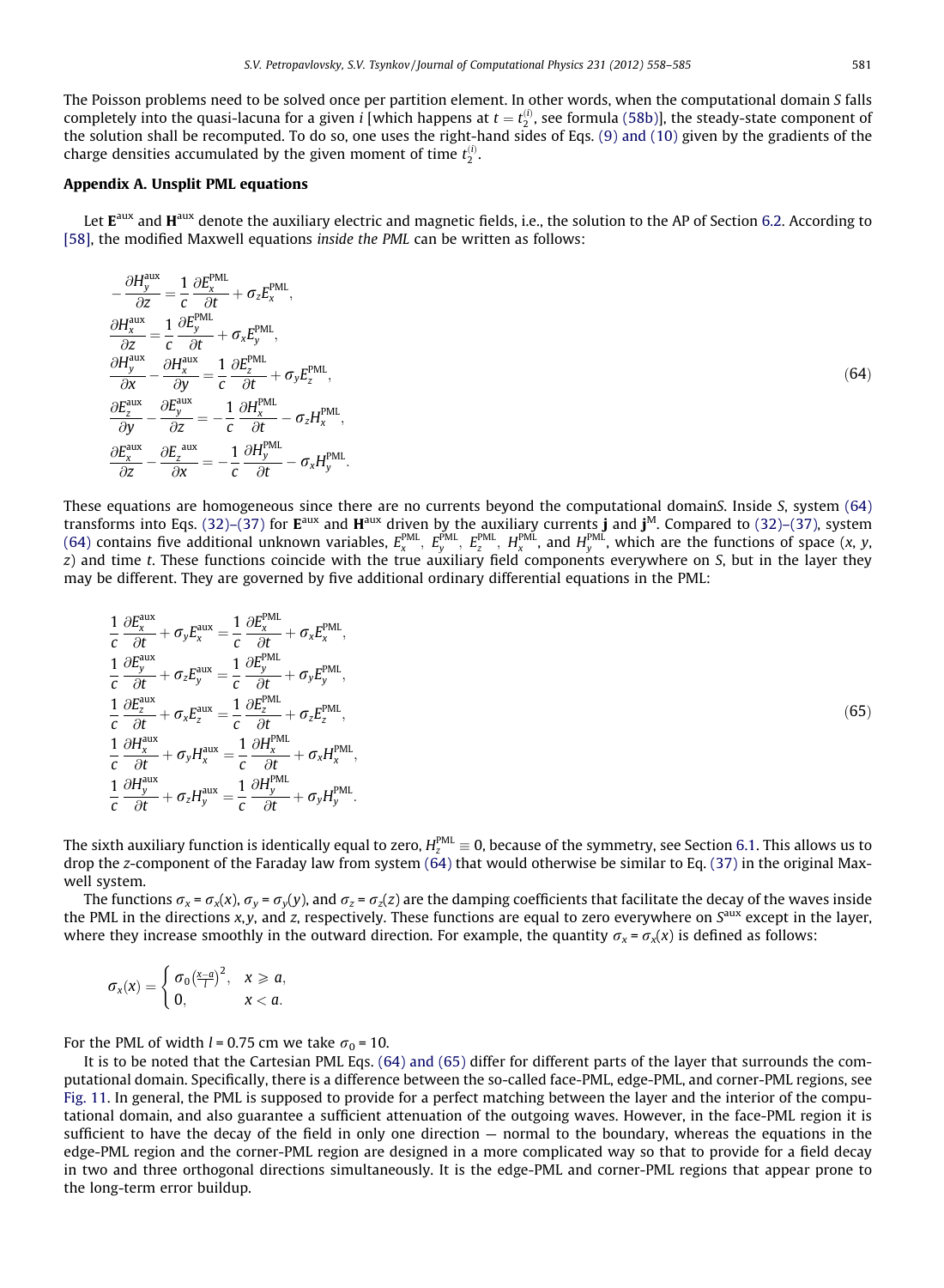The Poisson problems need to be solved once per partition element. In other words, when the computational domain $S$ falls completely into the quasi-lacuna for a given $i$ [which happens at $t = t_2^{(i)}$, see formula (58b)], the steady-state component of the solution shall be recomputed. To do so, one uses the right-hand sides of Eqs. (9) and (10) given by the gradients of the charge densities accumulated by the given moment of time $t_2^{(i)}$.

## Appendix A. Unsplit PML equations

Let $\mathbf{E}^{\text{aux}}$ and $\mathbf{H}^{\text{aux}}$ denote the auxiliary electric and magnetic fields, i.e., the solution to the AP of Section 6.2. According to [58], the modified Maxwell equations *inside the PML* can be written as follows:

$$
\begin{aligned}
-\frac{\partial H_y^{\text{aux}}}{\partial z} &= \frac{1}{c}\frac{\partial E_x^{\text{PML}}}{\partial t} + \sigma_z E_x^{\text{PML}},\\
\frac{\partial H_x^{\text{aux}}}{\partial z} &= \frac{1}{c}\frac{\partial E_y^{\text{PML}}}{\partial t} + \sigma_x E_y^{\text{PML}},\\
\frac{\partial H_y^{\text{aux}}}{\partial x} - \frac{\partial H_x^{\text{aux}}}{\partial y} &= \frac{1}{c}\frac{\partial E_z^{\text{PML}}}{\partial t} + \sigma_y E_z^{\text{PML}},\\
\frac{\partial E_z^{\text{aux}}}{\partial y} - \frac{\partial E_y^{\text{aux}}}{\partial z} &= -\frac{1}{c}\frac{\partial H_x^{\text{PML}}}{\partial t} - \sigma_z H_x^{\text{PML}},\\
\frac{\partial E_x^{\text{aux}}}{\partial z} - \frac{\partial E_z^{\text{aux}}}{\partial x} &= -\frac{1}{c}\frac{\partial H_y^{\text{PML}}}{\partial t} - \sigma_x H_y^{\text{PML}}.
\end{aligned}
\tag{64}
$$

These equations are homogeneous since there are no currents beyond the computational domain$S$. Inside $S$, system (64) transforms into Eqs. (32)–(37) for $\mathbf{E}^{\text{aux}}$ and $\mathbf{H}^{\text{aux}}$ driven by the auxiliary currents $\mathbf{j}$ and $\mathbf{j}^{\text{M}}$. Compared to (32)–(37), system (64) contains five additional unknown variables, $E_x^{\text{PML}}$, $E_y^{\text{PML}}$, $E_z^{\text{PML}}$, $H_x^{\text{PML}}$, and $H_y^{\text{PML}}$, which are the functions of space $(x, y, z)$ and time $t$. These functions coincide with the true auxiliary field components everywhere on $S$, but in the layer they may be different. They are governed by five additional ordinary differential equations in the PML:

$$
\begin{aligned}
\frac{1}{c}\frac{\partial E_x^{\text{aux}}}{\partial t} + \sigma_y E_x^{\text{aux}} &= \frac{1}{c}\frac{\partial E_x^{\text{PML}}}{\partial t} + \sigma_x E_x^{\text{PML}},\\
\frac{1}{c}\frac{\partial E_y^{\text{aux}}}{\partial t} + \sigma_z E_y^{\text{aux}} &= \frac{1}{c}\frac{\partial E_y^{\text{PML}}}{\partial t} + \sigma_y E_y^{\text{PML}},\\
\frac{1}{c}\frac{\partial E_z^{\text{aux}}}{\partial t} + \sigma_x E_z^{\text{aux}} &= \frac{1}{c}\frac{\partial E_z^{\text{PML}}}{\partial t} + \sigma_z E_z^{\text{PML}},\\
\frac{1}{c}\frac{\partial H_x^{\text{aux}}}{\partial t} + \sigma_y H_x^{\text{aux}} &= \frac{1}{c}\frac{\partial H_x^{\text{PML}}}{\partial t} + \sigma_x H_x^{\text{PML}},\\
\frac{1}{c}\frac{\partial H_y^{\text{aux}}}{\partial t} + \sigma_z H_y^{\text{aux}} &= \frac{1}{c}\frac{\partial H_y^{\text{PML}}}{\partial t} + \sigma_y H_y^{\text{PML}}.
\end{aligned}
\tag{65}
$$

The sixth auxiliary function is identically equal to zero, $H_z^{\text{PML}} \equiv 0$, because of the symmetry, see Section 6.1. This allows us to drop the $z$-component of the Faraday law from system (64) that would otherwise be similar to Eq. (37) in the original Maxwell system.

The functions $\sigma_x = \sigma_x(x)$, $\sigma_y = \sigma_y(y)$, and $\sigma_z = \sigma_z(z)$ are the damping coefficients that facilitate the decay of the waves inside the PML in the directions $x$,$y$, and $z$, respectively. These functions are equal to zero everywhere on $S^{\text{aux}}$ except in the layer, where they increase smoothly in the outward direction. For example, the quantity $\sigma_x = \sigma_x(x)$ is defined as follows:

$$
\sigma_x(x) = \begin{cases} \sigma_0\left(\frac{x-a}{l}\right)^2, & x \geqslant a,\\ 0, & x < a. \end{cases}
$$

For the PML of width $l = 0.75$ cm we take $\sigma_0 = 10$.

It is to be noted that the Cartesian PML Eqs. (64) and (65) differ for different parts of the layer that surrounds the computational domain. Specifically, there is a difference between the so-called face-PML, edge-PML, and corner-PML regions, see Fig. 11. In general, the PML is supposed to provide for a perfect matching between the layer and the interior of the computational domain, and also guarantee a sufficient attenuation of the outgoing waves. However, in the face-PML region it is sufficient to have the decay of the field in only one direction — normal to the boundary, whereas the equations in the edge-PML region and the corner-PML region are designed in a more complicated way so that to provide for a field decay in two and three orthogonal directions simultaneously. It is the edge-PML and corner-PML regions that appear prone to the long-term error buildup.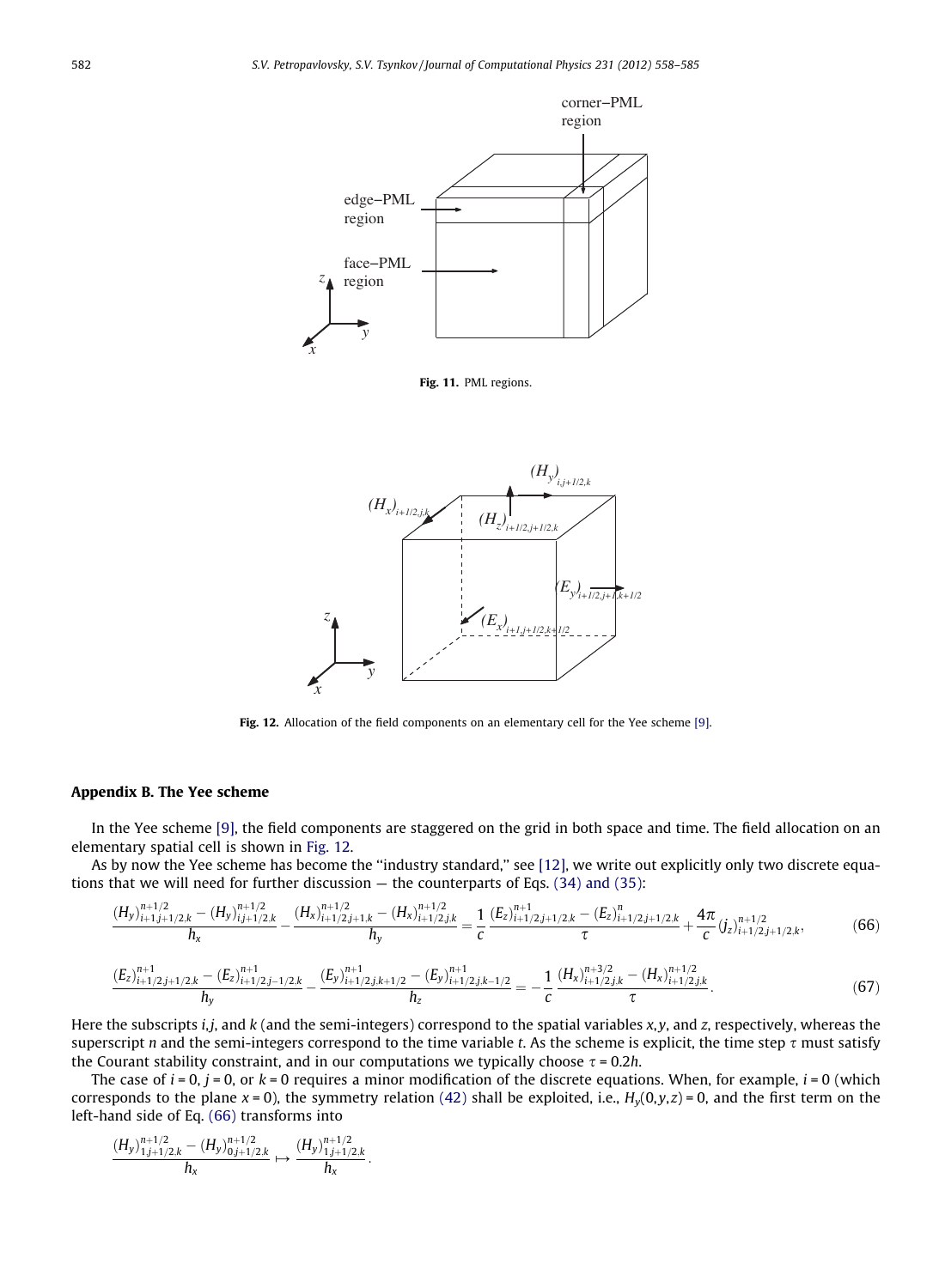Fig. 11. PML regions.

Fig. 12. Allocation of the field components on an elementary cell for the Yee scheme [9].

## Appendix B. The Yee scheme

In the Yee scheme [9], the field components are staggered on the grid in both space and time. The field allocation on an elementary spatial cell is shown in Fig. 12.

As by now the Yee scheme has become the "industry standard," see [12], we write out explicitly only two discrete equations that we will need for further discussion — the counterparts of Eqs. (34) and (35):

$$\frac{(H_y)^{n+1/2}_{i+1,j+1/2,k} - (H_y)^{n+1/2}_{i,j+1/2,k}}{h_x} - \frac{(H_x)^{n+1/2}_{i+1/2,j+1,k} - (H_x)^{n+1/2}_{i+1/2,j,k}}{h_y} = \frac{1}{c}\frac{(E_z)^{n+1}_{i+1/2,j+1/2,k} - (E_z)^{n}_{i+1/2,j+1/2,k}}{\tau} + \frac{4\pi}{c}(j_z)^{n+1/2}_{i+1/2,j+1/2,k}, \tag{66}$$

$$\frac{(E_z)^{n+1}_{i+1/2,j+1/2,k} - (E_z)^{n+1}_{i+1/2,j-1/2,k}}{h_y} - \frac{(E_y)^{n+1}_{i+1/2,j,k+1/2} - (E_y)^{n+1}_{i+1/2,j,k-1/2}}{h_z} = -\frac{1}{c}\frac{(H_x)^{n+3/2}_{i+1/2,j,k} - (H_x)^{n+1/2}_{i+1/2,j,k}}{\tau}. \tag{67}$$

Here the subscripts $i,j$, and $k$ (and the semi-integers) correspond to the spatial variables $x,y$, and $z$, respectively, whereas the superscript $n$ and the semi-integers correspond to the time variable $t$. As the scheme is explicit, the time step $\tau$ must satisfy the Courant stability constraint, and in our computations we typically choose $\tau = 0.2h$.

The case of $i = 0$, $j = 0$, or $k = 0$ requires a minor modification of the discrete equations. When, for example, $i = 0$ (which corresponds to the plane $x = 0$), the symmetry relation (42) shall be exploited, i.e., $H_y(0,y,z) = 0$, and the first term on the left-hand side of Eq. (66) transforms into

$$\frac{(H_y)^{n+1/2}_{1,j+1/2,k} - (H_y)^{n+1/2}_{0,j+1/2,k}}{h_x} \mapsto \frac{(H_y)^{n+1/2}_{1,j+1/2,k}}{h_x}.$$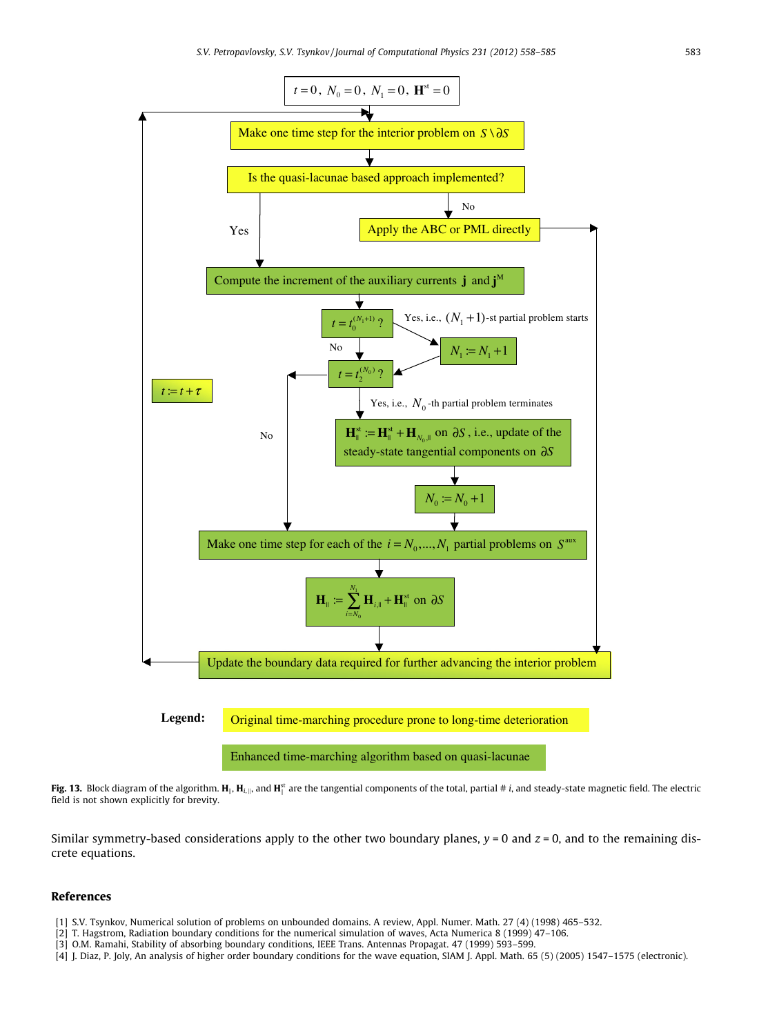**Fig. 13.** Block diagram of the algorithm. $\mathbf{H}_{\parallel}$, $\mathbf{H}_{i,\parallel}$, and $\mathbf{H}_{\parallel}^{\text{st}}$ are the tangential components of the total, partial # $i$, and steady-state magnetic field. The electric field is not shown explicitly for brevity.

Similar symmetry-based considerations apply to the other two boundary planes, $y = 0$ and $z = 0$, and to the remaining discrete equations.

## References

[1] S.V. Tsynkov, Numerical solution of problems on unbounded domains. A review, Appl. Numer. Math. 27 (4) (1998) 465–532.
[2] T. Hagstrom, Radiation boundary conditions for the numerical simulation of waves, Acta Numerica 8 (1999) 47–106.
[3] O.M. Ramahi, Stability of absorbing boundary conditions, IEEE Trans. Antennas Propagat. 47 (1999) 593–599.
[4] J. Diaz, P. Joly, An analysis of higher order boundary conditions for the wave equation, SIAM J. Appl. Math. 65 (5) (2005) 1547–1575 (electronic).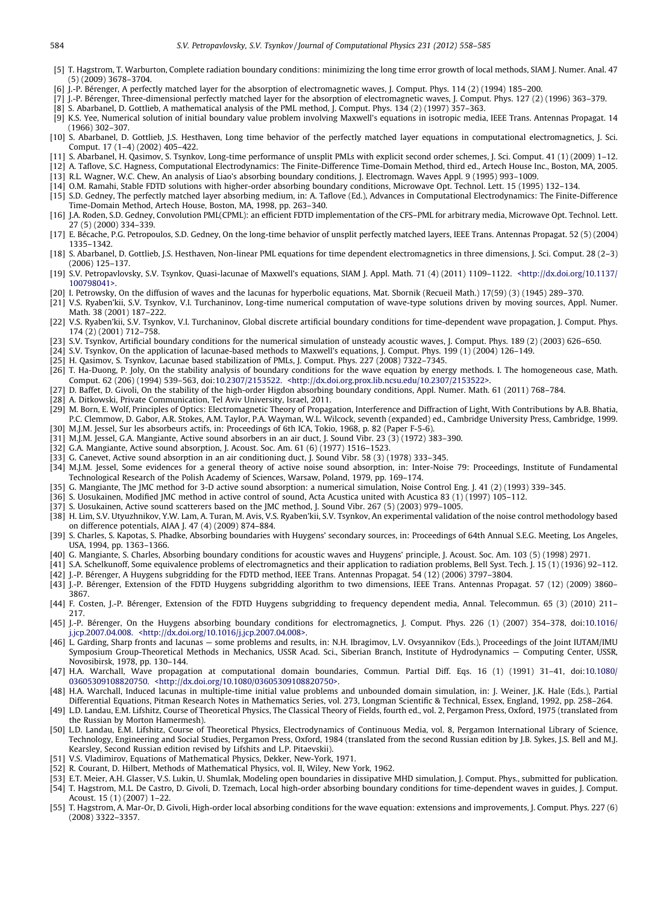[5] T. Hagstrom, T. Warburton, Complete radiation boundary conditions: minimizing the long time error growth of local methods, SIAM J. Numer. Anal. 47 (5) (2009) 3678–3704.

[6] J.-P. Bérenger, A perfectly matched layer for the absorption of electromagnetic waves, J. Comput. Phys. 114 (2) (1994) 185–200.

[7] J.-P. Bérenger, Three-dimensional perfectly matched layer for the absorption of electromagnetic waves, J. Comput. Phys. 127 (2) (1996) 363–379.

[8] S. Abarbanel, D. Gottlieb, A mathematical analysis of the PML method, J. Comput. Phys. 134 (2) (1997) 357–363.

[9] K.S. Yee, Numerical solution of initial boundary value problem involving Maxwell's equations in isotropic media, IEEE Trans. Antennas Propagat. 14 (1966) 302–307.

[10] S. Abarbanel, D. Gottlieb, J.S. Hesthaven, Long time behavior of the perfectly matched layer equations in computational electromagnetics, J. Sci. Comput. 17 (1–4) (2002) 405–422.

[11] S. Abarbanel, H. Qasimov, S. Tsynkov, Long-time performance of unsplit PMLs with explicit second order schemes, J. Sci. Comput. 41 (1) (2009) 1–12.

[12] A. Taflove, S.C. Hagness, Computational Electrodynamics: The Finite-Difference Time-Domain Method, third ed., Artech House Inc., Boston, MA, 2005.

[13] R.L. Wagner, W.C. Chew, An analysis of Liao's absorbing boundary conditions, J. Electromagn. Waves Appl. 9 (1995) 993–1009.

[14] O.M. Ramahi, Stable FDTD solutions with higher-order absorbing boundary conditions, Microwave Opt. Technol. Lett. 15 (1995) 132–134.

[15] S.D. Gedney, The perfectly matched layer absorbing medium, in: A. Taflove (Ed.), Advances in Computational Electrodynamics: The Finite-Difference Time-Domain Method, Artech House, Boston, MA, 1998, pp. 263–340.

[16] J.A. Roden, S.D. Gedney, Convolution PML(CPML): an efficient FDTD implementation of the CFS–PML for arbitrary media, Microwave Opt. Technol. Lett. 27 (5) (2000) 334–339.

[17] E. Bécache, P.G. Petropoulos, S.D. Gedney, On the long-time behavior of unsplit perfectly matched layers, IEEE Trans. Antennas Propagat. 52 (5) (2004) 1335–1342.

[18] S. Abarbanel, D. Gottlieb, J.S. Hesthaven, Non-linear PML equations for time dependent electromagnetics in three dimensions, J. Sci. Comput. 28 (2–3) (2006) 125–137.

[19] S.V. Petropavlovsky, S.V. Tsynkov, Quasi-lacunae of Maxwell's equations, SIAM J. Appl. Math. 71 (4) (2011) 1109–1122. <http://dx.doi.org/10.1137/100798041>.

[20] I. Petrowsky, On the diffusion of waves and the lacunas for hyperbolic equations, Mat. Sbornik (Recueil Math.) 17(59) (3) (1945) 289–370.

[21] V.S. Ryaben'kii, S.V. Tsynkov, V.I. Turchaninov, Long-time numerical computation of wave-type solutions driven by moving sources, Appl. Numer. Math. 38 (2001) 187–222.

[22] V.S. Ryaben'kii, S.V. Tsynkov, V.I. Turchaninov, Global discrete artificial boundary conditions for time-dependent wave propagation, J. Comput. Phys. 174 (2) (2001) 712–758.

[23] S.V. Tsynkov, Artificial boundary conditions for the numerical simulation of unsteady acoustic waves, J. Comput. Phys. 189 (2) (2003) 626–650.

[24] S.V. Tsynkov, On the application of lacunae-based methods to Maxwell's equations, J. Comput. Phys. 199 (1) (2004) 126–149.

[25] H. Qasimov, S. Tsynkov, Lacunae based stabilization of PMLs, J. Comput. Phys. 227 (2008) 7322–7345.

[26] T. Ha-Duong, P. Joly, On the stability analysis of boundary conditions for the wave equation by energy methods. I. The homogeneous case, Math. Comput. 62 (206) (1994) 539–563, doi:10.2307/2153522. <http://dx.doi.org.prox.lib.ncsu.edu/10.2307/2153522>.

[27] D. Baffet, D. Givoli, On the stability of the high-order Higdon absorbing boundary conditions, Appl. Numer. Math. 61 (2011) 768–784.

[28] A. Ditkowski, Private Communication, Tel Aviv University, Israel, 2011.

[29] M. Born, E. Wolf, Principles of Optics: Electromagnetic Theory of Propagation, Interference and Diffraction of Light, With Contributions by A.B. Bhatia, P.C. Clemmow, D. Gabor, A.R. Stokes, A.M. Taylor, P.A. Wayman, W.L. Wilcock, seventh (expanded) ed., Cambridge University Press, Cambridge, 1999.

[30] M.J.M. Jessel, Sur les absorbeurs actifs, in: Proceedings of 6th ICA, Tokio, 1968, p. 82 (Paper F-5-6).

[31] M.J.M. Jessel, G.A. Mangiante, Active sound absorbers in an air duct, J. Sound Vibr. 23 (3) (1972) 383–390.

[32] G.A. Mangiante, Active sound absorption, J. Acoust. Soc. Am. 61 (6) (1977) 1516–1523.

[33] G. Canevet, Active sound absorption in an air conditioning duct, J. Sound Vibr. 58 (3) (1978) 333–345.

[34] M.J.M. Jessel, Some evidences for a general theory of active noise sound absorption, in: Inter-Noise 79: Proceedings, Institute of Fundamental Technological Research of the Polish Academy of Sciences, Warsaw, Poland, 1979, pp. 169–174.

[35] G. Mangiante, The JMC method for 3-D active sound absorption: a numerical simulation, Noise Control Eng. J. 41 (2) (1993) 339–345.

[36] S. Uosukainen, Modified JMC method in active control of sound, Acta Acustica united with Acustica 83 (1) (1997) 105–112.

[37] S. Uosukainen, Active sound scatterers based on the JMC method, J. Sound Vibr. 267 (5) (2003) 979–1005.

[38] H. Lim, S.V. Utyuzhnikov, Y.W. Lam, A. Turan, M. Avis, V.S. Ryaben'kii, S.V. Tsynkov, An experimental validation of the noise control methodology based on difference potentials, AIAA J. 47 (4) (2009) 874–884.

[39] S. Charles, S. Kapotas, S. Phadke, Absorbing boundaries with Huygens' secondary sources, in: Proceedings of 64th Annual S.E.G. Meeting, Los Angeles, USA, 1994, pp. 1363–1366.

[40] G. Mangiante, S. Charles, Absorbing boundary conditions for acoustic waves and Huygens' principle, J. Acoust. Soc. Am. 103 (5) (1998) 2971.

[41] S.A. Schelkunoff, Some equivalence problems of electromagnetics and their application to radiation problems, Bell Syst. Tech. J. 15 (1) (1936) 92–112.

[42] J.-P. Bérenger, A Huygens subgridding for the FDTD method, IEEE Trans. Antennas Propagat. 54 (12) (2006) 3797–3804.

[43] J.-P. Bérenger, Extension of the FDTD Huygens subgridding algorithm to two dimensions, IEEE Trans. Antennas Propagat. 57 (12) (2009) 3860–3867.

[44] F. Costen, J.-P. Bérenger, Extension of the FDTD Huygens subgridding to frequency dependent media, Annal. Telecommun. 65 (3) (2010) 211–217.

[45] J.-P. Bérenger, On the Huygens absorbing boundary conditions for electromagnetics, J. Comput. Phys. 226 (1) (2007) 354–378, doi:10.1016/j.jcp.2007.04.008. <http://dx.doi.org/10.1016/j.jcp.2007.04.008>.

[46] L. Garding, Sharp fronts and lacunas — some problems and results, in: N.H. Ibragimov, L.V. Ovsyannikov (Eds.), Proceedings of the Joint IUTAM/IMU Symposium Group-Theoretical Methods in Mechanics, USSR Acad. Sci., Siberian Branch, Institute of Hydrodynamics — Computing Center, USSR, Novosibirsk, 1978, pp. 130–144.

[47] H.A. Warchall, Wave propagation at computational domain boundaries, Commun. Partial Diff. Eqs. 16 (1) (1991) 31–41, doi:10.1080/03605309108820750. <http://dx.doi.org/10.1080/03605309108820750>.

[48] H.A. Warchall, Induced lacunas in multiple-time initial value problems and unbounded domain simulation, in: J. Weiner, J.K. Hale (Eds.), Partial Differential Equations, Pitman Research Notes in Mathematics Series, vol. 273, Longman Scientific & Technical, Essex, England, 1992, pp. 258–264.

[49] L.D. Landau, E.M. Lifshitz, Course of Theoretical Physics, The Classical Theory of Fields, fourth ed., vol. 2, Pergamon Press, Oxford, 1975 (translated from the Russian by Morton Hamermesh).

[50] L.D. Landau, E.M. Lifshitz, Course of Theoretical Physics, Electrodynamics of Continuous Media, vol. 8, Pergamon International Library of Science, Technology, Engineering and Social Studies, Pergamon Press, Oxford, 1984 (translated from the second Russian edition by J.B. Sykes, J.S. Bell and M.J. Kearsley, Second Russian edition revised by Lifshits and L.P. Pitaevskii).

[51] V.S. Vladimirov, Equations of Mathematical Physics, Dekker, New-York, 1971.

[52] R. Courant, D. Hilbert, Methods of Mathematical Physics, vol. II, Wiley, New York, 1962.

[53] E.T. Meier, A.H. Glasser, V.S. Lukin, U. Shumlak, Modeling open boundaries in dissipative MHD simulation, J. Comput. Phys., submitted for publication.

[54] T. Hagstrom, M.L. De Castro, D. Givoli, D. Tzemach, Local high-order absorbing boundary conditions for time-dependent waves in guides, J. Comput. Acoust. 15 (1) (2007) 1–22.

[55] T. Hagstrom, A. Mar-Or, D. Givoli, High-order local absorbing conditions for the wave equation: extensions and improvements, J. Comput. Phys. 227 (6) (2008) 3322–3357.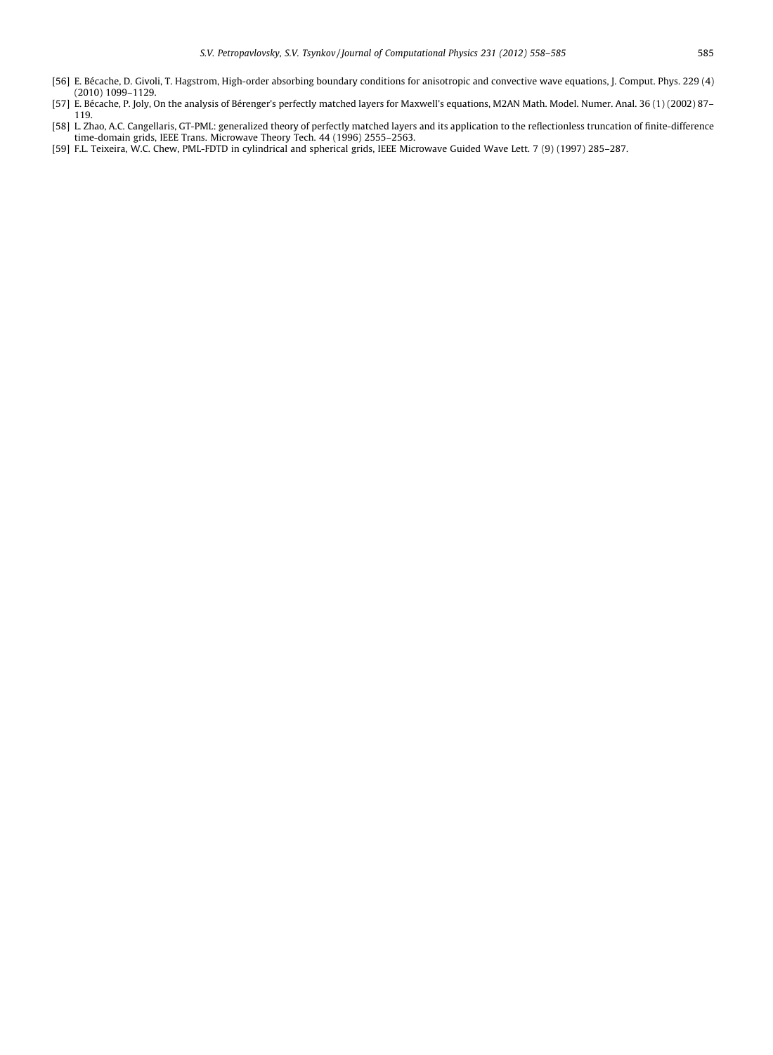[56] E. Bécache, D. Givoli, T. Hagstrom, High-order absorbing boundary conditions for anisotropic and convective wave equations, J. Comput. Phys. 229 (4) (2010) 1099–1129.

[57] E. Bécache, P. Joly, On the analysis of Bérenger's perfectly matched layers for Maxwell's equations, M2AN Math. Model. Numer. Anal. 36 (1) (2002) 87–119.

[58] L. Zhao, A.C. Cangellaris, GT-PML: generalized theory of perfectly matched layers and its application to the reflectionless truncation of finite-difference time-domain grids, IEEE Trans. Microwave Theory Tech. 44 (1996) 2555–2563.

[59] F.L. Teixeira, W.C. Chew, PML-FDTD in cylindrical and spherical grids, IEEE Microwave Guided Wave Lett. 7 (9) (1997) 285–287.